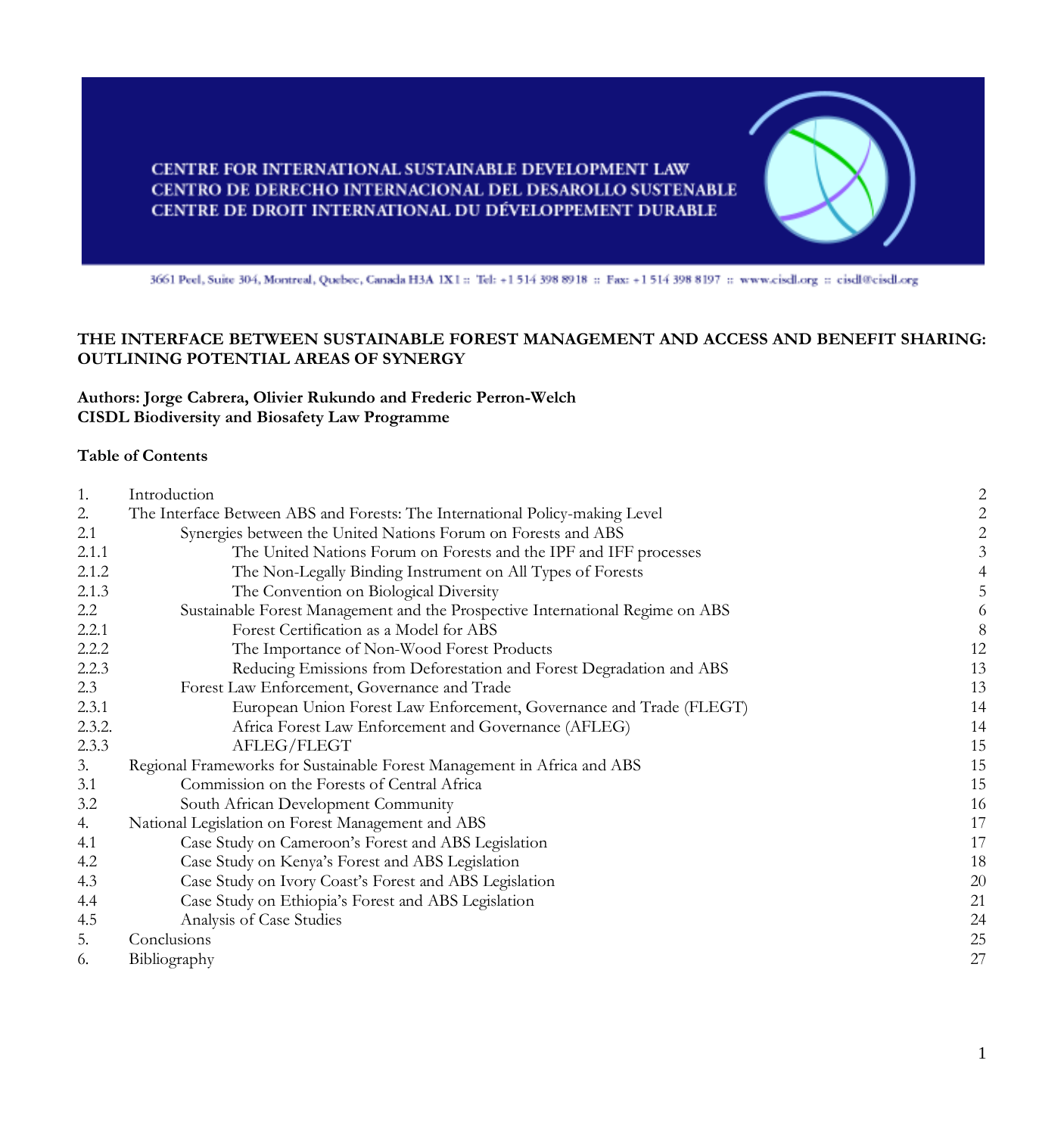CENTRE FOR INTERNATIONAL SUSTAINABLE DEVELOPMENT LAW
CENTRO DE DERECHO INTERNACIONAL DEL DESAROLLO SUSTENABLE
CENTRE DE DROIT INTERNATIONAL DU DÉVELOPPEMENT DURABLE

3661 Peel, Suite 304, Montreal, Quebec, Canada H3A 1X1 :: Tel: +1 514 398 8918 :: Fax: +1 514 398 8197 :: www.cisdl.org :: cisdl@cisdl.org

# THE INTERFACE BETWEEN SUSTAINABLE FOREST MANAGEMENT AND ACCESS AND BENEFIT SHARING: OUTLINING POTENTIAL AREAS OF SYNERGY

**Authors: Jorge Cabrera, Olivier Rukundo and Frederic Perron-Welch**
**CISDL Biodiversity and Biosafety Law Programme**

**Table of Contents**

| | | |
|---|---|---|
| 1. | Introduction | 2 |
| 2. | The Interface Between ABS and Forests: The International Policy-making Level | 2 |
| 2.1 | Synergies between the United Nations Forum on Forests and ABS | 2 |
| 2.1.1 | The United Nations Forum on Forests and the IPF and IFF processes | 3 |
| 2.1.2 | The Non-Legally Binding Instrument on All Types of Forests | 4 |
| 2.1.3 | The Convention on Biological Diversity | 5 |
| 2.2 | Sustainable Forest Management and the Prospective International Regime on ABS | 6 |
| 2.2.1 | Forest Certification as a Model for ABS | 8 |
| 2.2.2 | The Importance of Non-Wood Forest Products | 12 |
| 2.2.3 | Reducing Emissions from Deforestation and Forest Degradation and ABS | 13 |
| 2.3 | Forest Law Enforcement, Governance and Trade | 13 |
| 2.3.1 | European Union Forest Law Enforcement, Governance and Trade (FLEGT) | 14 |
| 2.3.2. | Africa Forest Law Enforcement and Governance (AFLEG) | 14 |
| 2.3.3 | AFLEG/FLEGT | 15 |
| 3. | Regional Frameworks for Sustainable Forest Management in Africa and ABS | 15 |
| 3.1 | Commission on the Forests of Central Africa | 15 |
| 3.2 | South African Development Community | 16 |
| 4. | National Legislation on Forest Management and ABS | 17 |
| 4.1 | Case Study on Cameroon's Forest and ABS Legislation | 17 |
| 4.2 | Case Study on Kenya's Forest and ABS Legislation | 18 |
| 4.3 | Case Study on Ivory Coast's Forest and ABS Legislation | 20 |
| 4.4 | Case Study on Ethiopia's Forest and ABS Legislation | 21 |
| 4.5 | Analysis of Case Studies | 24 |
| 5. | Conclusions | 25 |
| 6. | Bibliography | 27 |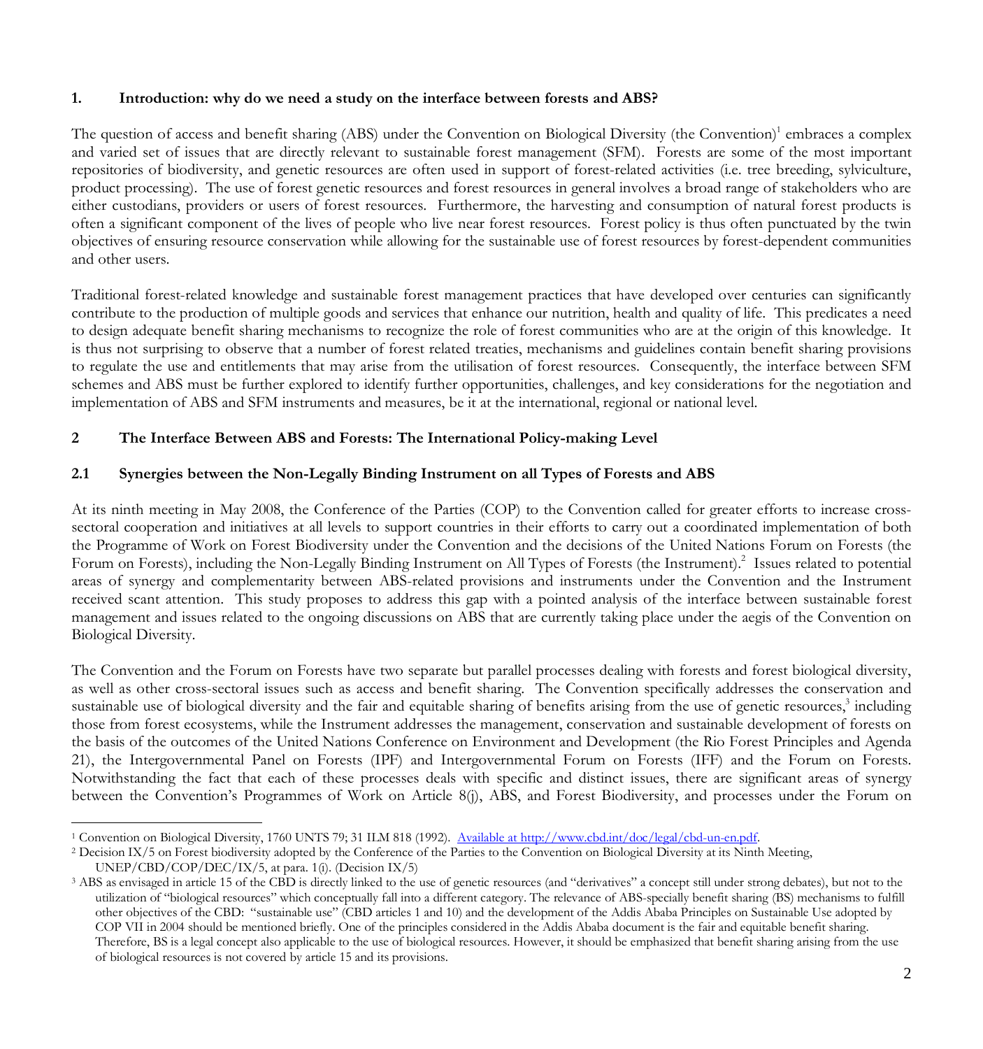## 1. Introduction: why do we need a study on the interface between forests and ABS?

The question of access and benefit sharing (ABS) under the Convention on Biological Diversity (the Convention)[1] embraces a complex and varied set of issues that are directly relevant to sustainable forest management (SFM). Forests are some of the most important repositories of biodiversity, and genetic resources are often used in support of forest-related activities (i.e. tree breeding, sylviculture, product processing). The use of forest genetic resources and forest resources in general involves a broad range of stakeholders who are either custodians, providers or users of forest resources. Furthermore, the harvesting and consumption of natural forest products is often a significant component of the lives of people who live near forest resources. Forest policy is thus often punctuated by the twin objectives of ensuring resource conservation while allowing for the sustainable use of forest resources by forest-dependent communities and other users.

Traditional forest-related knowledge and sustainable forest management practices that have developed over centuries can significantly contribute to the production of multiple goods and services that enhance our nutrition, health and quality of life. This predicates a need to design adequate benefit sharing mechanisms to recognize the role of forest communities who are at the origin of this knowledge. It is thus not surprising to observe that a number of forest related treaties, mechanisms and guidelines contain benefit sharing provisions to regulate the use and entitlements that may arise from the utilisation of forest resources. Consequently, the interface between SFM schemes and ABS must be further explored to identify further opportunities, challenges, and key considerations for the negotiation and implementation of ABS and SFM instruments and measures, be it at the international, regional or national level.

## 2 The Interface Between ABS and Forests: The International Policy-making Level

### 2.1 Synergies between the Non-Legally Binding Instrument on all Types of Forests and ABS

At its ninth meeting in May 2008, the Conference of the Parties (COP) to the Convention called for greater efforts to increase cross-sectoral cooperation and initiatives at all levels to support countries in their efforts to carry out a coordinated implementation of both the Programme of Work on Forest Biodiversity under the Convention and the decisions of the United Nations Forum on Forests (the Forum on Forests), including the Non-Legally Binding Instrument on All Types of Forests (the Instrument).[2] Issues related to potential areas of synergy and complementarity between ABS-related provisions and instruments under the Convention and the Instrument received scant attention. This study proposes to address this gap with a pointed analysis of the interface between sustainable forest management and issues related to the ongoing discussions on ABS that are currently taking place under the aegis of the Convention on Biological Diversity.

The Convention and the Forum on Forests have two separate but parallel processes dealing with forests and forest biological diversity, as well as other cross-sectoral issues such as access and benefit sharing. The Convention specifically addresses the conservation and sustainable use of biological diversity and the fair and equitable sharing of benefits arising from the use of genetic resources,[3] including those from forest ecosystems, while the Instrument addresses the management, conservation and sustainable development of forests on the basis of the outcomes of the United Nations Conference on Environment and Development (the Rio Forest Principles and Agenda 21), the Intergovernmental Panel on Forests (IPF) and Intergovernmental Forum on Forests (IFF) and the Forum on Forests. Notwithstanding the fact that each of these processes deals with specific and distinct issues, there are significant areas of synergy between the Convention's Programmes of Work on Article 8(j), ABS, and Forest Biodiversity, and processes under the Forum on

---

[1] Convention on Biological Diversity, 1760 UNTS 79; 31 ILM 818 (1992). Available at http://www.cbd.int/doc/legal/cbd-un-en.pdf.

[2] Decision IX/5 on Forest biodiversity adopted by the Conference of the Parties to the Convention on Biological Diversity at its Ninth Meeting, UNEP/CBD/COP/DEC/IX/5, at para. 1(i). (Decision IX/5)

[3] ABS as envisaged in article 15 of the CBD is directly linked to the use of genetic resources (and "derivatives" a concept still under strong debates), but not to the utilization of "biological resources" which conceptually fall into a different category. The relevance of ABS-specially benefit sharing (BS) mechanisms to fulfill other objectives of the CBD: "sustainable use" (CBD articles 1 and 10) and the development of the Addis Ababa Principles on Sustainable Use adopted by COP VII in 2004 should be mentioned briefly. One of the principles considered in the Addis Ababa document is the fair and equitable benefit sharing. Therefore, BS is a legal concept also applicable to the use of biological resources. However, it should be emphasized that benefit sharing arising from the use of biological resources is not covered by article 15 and its provisions.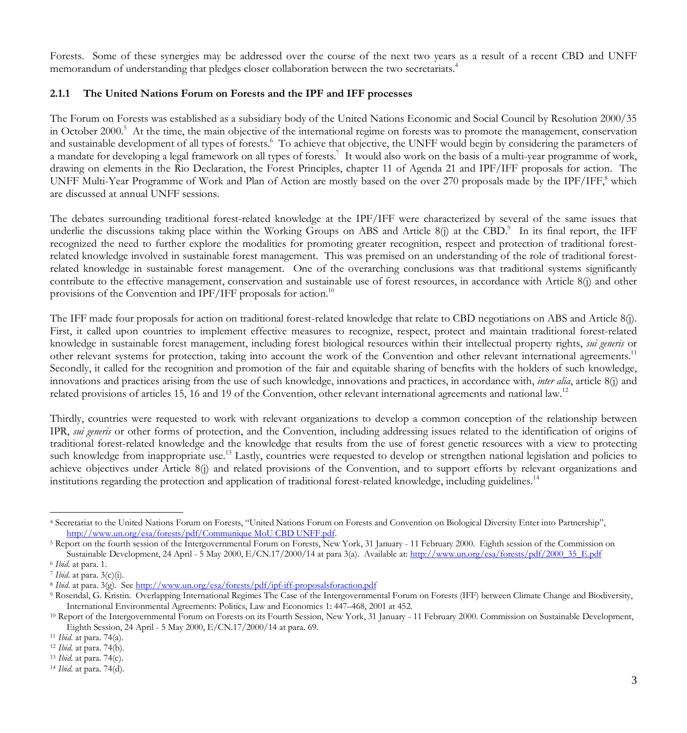Forests. Some of these synergies may be addressed over the course of the next two years as a result of a recent CBD and UNFF memorandum of understanding that pledges closer collaboration between the two secretariats.[4]

### 2.1.1 The United Nations Forum on Forests and the IPF and IFF processes

The Forum on Forests was established as a subsidiary body of the United Nations Economic and Social Council by Resolution 2000/35 in October 2000.[5] At the time, the main objective of the international regime on forests was to promote the management, conservation and sustainable development of all types of forests.[6] To achieve that objective, the UNFF would begin by considering the parameters of a mandate for developing a legal framework on all types of forests.[7] It would also work on the basis of a multi-year programme of work, drawing on elements in the Rio Declaration, the Forest Principles, chapter 11 of Agenda 21 and IPF/IFF proposals for action. The UNFF Multi-Year Programme of Work and Plan of Action are mostly based on the over 270 proposals made by the IPF/IFF,[8] which are discussed at annual UNFF sessions.

The debates surrounding traditional forest-related knowledge at the IPF/IFF were characterized by several of the same issues that underlie the discussions taking place within the Working Groups on ABS and Article 8(j) at the CBD.[9] In its final report, the IFF recognized the need to further explore the modalities for promoting greater recognition, respect and protection of traditional forest-related knowledge involved in sustainable forest management. This was premised on an understanding of the role of traditional forest-related knowledge in sustainable forest management. One of the overarching conclusions was that traditional systems significantly contribute to the effective management, conservation and sustainable use of forest resources, in accordance with Article 8(j) and other provisions of the Convention and IPF/IFF proposals for action.[10]

The IFF made four proposals for action on traditional forest-related knowledge that relate to CBD negotiations on ABS and Article 8(j). First, it called upon countries to implement effective measures to recognize, respect, protect and maintain traditional forest-related knowledge in sustainable forest management, including forest biological resources within their intellectual property rights, *sui generis* or other relevant systems for protection, taking into account the work of the Convention and other relevant international agreements.[11] Secondly, it called for the recognition and promotion of the fair and equitable sharing of benefits with the holders of such knowledge, innovations and practices arising from the use of such knowledge, innovations and practices, in accordance with, *inter alia*, article 8(j) and related provisions of articles 15, 16 and 19 of the Convention, other relevant international agreements and national law.[12]

Thirdly, countries were requested to work with relevant organizations to develop a common conception of the relationship between IPR, *sui generis* or other forms of protection, and the Convention, including addressing issues related to the identification of origins of traditional forest-related knowledge and the knowledge that results from the use of forest genetic resources with a view to protecting such knowledge from inappropriate use.[13] Lastly, countries were requested to develop or strengthen national legislation and policies to achieve objectives under Article 8(j) and related provisions of the Convention, and to support efforts by relevant organizations and institutions regarding the protection and application of traditional forest-related knowledge, including guidelines.[14]

---

[4] Secretariat to the United Nations Forum on Forests, "United Nations Forum on Forests and Convention on Biological Diversity Enter into Partnership", http://www.un.org/esa/forests/pdf/Communique MoU CBD UNFF.pdf.

[5] Report on the fourth session of the Intergovernmental Forum on Forests, New York, 31 January - 11 February 2000. Eighth session of the Commission on Sustainable Development, 24 April - 5 May 2000, E/CN.17/2000/14 at para 3(a). Available at: http://www.un.org/esa/forests/pdf/2000_35_E.pdf

[6] *Ibid*. at para. 1.

[7] *Ibid*. at para. 3(c)(i).

[8] *Ibid*. at para. 3(g). See http://www.un.org/esa/forests/pdf/ipf-iff-proposalsforaction.pdf

[9] Rosendal, G. Kristin. Overlapping International Regimes The Case of the Intergovernmental Forum on Forests (IFF) between Climate Change and Biodiversity, International Environmental Agreements: Politics, Law and Economics 1: 447–468, 2001 at 452.

[10] Report of the Intergovernmental Forum on Forests on its Fourth Session, New York, 31 January - 11 February 2000. Commission on Sustainable Development, Eighth Session, 24 April - 5 May 2000, E/CN.17/2000/14 at para. 69.

[11] *Ibid*. at para. 74(a).

[12] *Ibid*. at para. 74(b).

[13] *Ibid*. at para. 74(c).

[14] *Ibid*. at para. 74(d).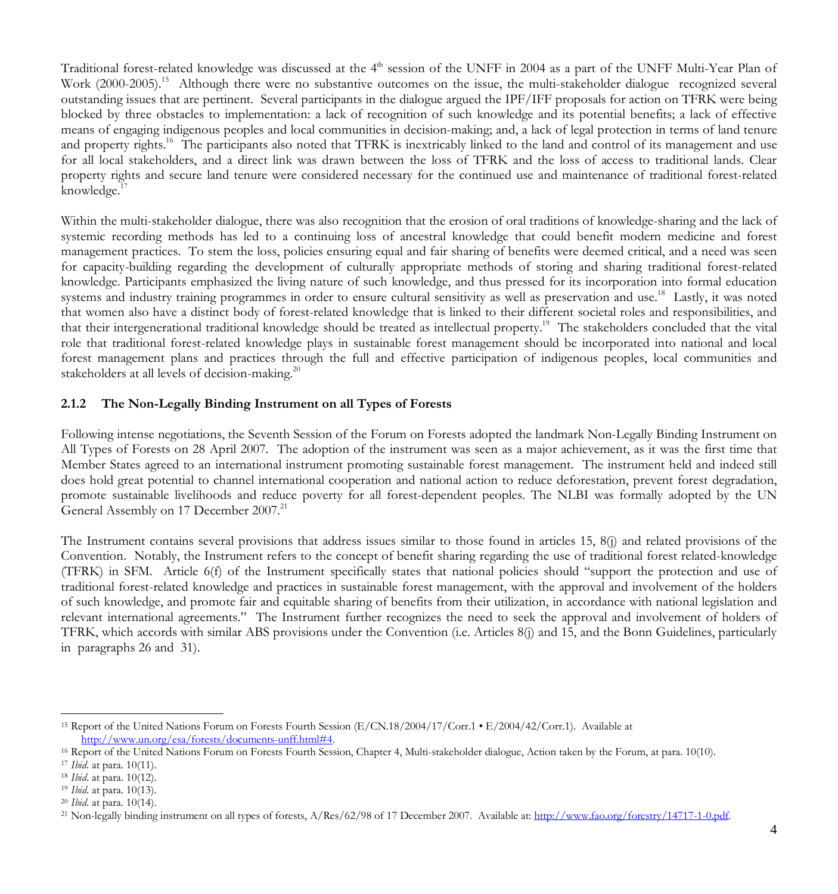Traditional forest-related knowledge was discussed at the 4th session of the UNFF in 2004 as a part of the UNFF Multi-Year Plan of Work (2000-2005).[15] Although there were no substantive outcomes on the issue, the multi-stakeholder dialogue recognized several outstanding issues that are pertinent. Several participants in the dialogue argued the IPF/IFF proposals for action on TFRK were being blocked by three obstacles to implementation: a lack of recognition of such knowledge and its potential benefits; a lack of effective means of engaging indigenous peoples and local communities in decision-making; and, a lack of legal protection in terms of land tenure and property rights.[16] The participants also noted that TFRK is inextricably linked to the land and control of its management and use for all local stakeholders, and a direct link was drawn between the loss of TFRK and the loss of access to traditional lands. Clear property rights and secure land tenure were considered necessary for the continued use and maintenance of traditional forest-related knowledge.[17]

Within the multi-stakeholder dialogue, there was also recognition that the erosion of oral traditions of knowledge-sharing and the lack of systemic recording methods has led to a continuing loss of ancestral knowledge that could benefit modern medicine and forest management practices. To stem the loss, policies ensuring equal and fair sharing of benefits were deemed critical, and a need was seen for capacity-building regarding the development of culturally appropriate methods of storing and sharing traditional forest-related knowledge. Participants emphasized the living nature of such knowledge, and thus pressed for its incorporation into formal education systems and industry training programmes in order to ensure cultural sensitivity as well as preservation and use.[18] Lastly, it was noted that women also have a distinct body of forest-related knowledge that is linked to their different societal roles and responsibilities, and that their intergenerational traditional knowledge should be treated as intellectual property.[19] The stakeholders concluded that the vital role that traditional forest-related knowledge plays in sustainable forest management should be incorporated into national and local forest management plans and practices through the full and effective participation of indigenous peoples, local communities and stakeholders at all levels of decision-making.[20]

### 2.1.2 The Non-Legally Binding Instrument on all Types of Forests

Following intense negotiations, the Seventh Session of the Forum on Forests adopted the landmark Non-Legally Binding Instrument on All Types of Forests on 28 April 2007. The adoption of the instrument was seen as a major achievement, as it was the first time that Member States agreed to an international instrument promoting sustainable forest management. The instrument held and indeed still does hold great potential to channel international cooperation and national action to reduce deforestation, prevent forest degradation, promote sustainable livelihoods and reduce poverty for all forest-dependent peoples. The NLBI was formally adopted by the UN General Assembly on 17 December 2007.[21]

The Instrument contains several provisions that address issues similar to those found in articles 15, 8(j) and related provisions of the Convention. Notably, the Instrument refers to the concept of benefit sharing regarding the use of traditional forest related-knowledge (TFRK) in SFM. Article 6(f) of the Instrument specifically states that national policies should "support the protection and use of traditional forest-related knowledge and practices in sustainable forest management, with the approval and involvement of the holders of such knowledge, and promote fair and equitable sharing of benefits from their utilization, in accordance with national legislation and relevant international agreements." The Instrument further recognizes the need to seek the approval and involvement of holders of TFRK, which accords with similar ABS provisions under the Convention (i.e. Articles 8(j) and 15, and the Bonn Guidelines, particularly in paragraphs 26 and 31).

---

[15] Report of the United Nations Forum on Forests Fourth Session (E/CN.18/2004/17/Corr.1 • E/2004/42/Corr.1). Available at http://www.un.org/esa/forests/documents-unff.html#4.

[16] Report of the United Nations Forum on Forests Fourth Session, Chapter 4, Multi-stakeholder dialogue, Action taken by the Forum, at para. 10(10).

[17] *Ibid.* at para. 10(11).

[18] *Ibid.* at para. 10(12).

[19] *Ibid.* at para. 10(13).

[20] *Ibid.* at para. 10(14).

[21] Non-legally binding instrument on all types of forests, A/Res/62/98 of 17 December 2007. Available at: http://www.fao.org/forestry/14717-1-0.pdf.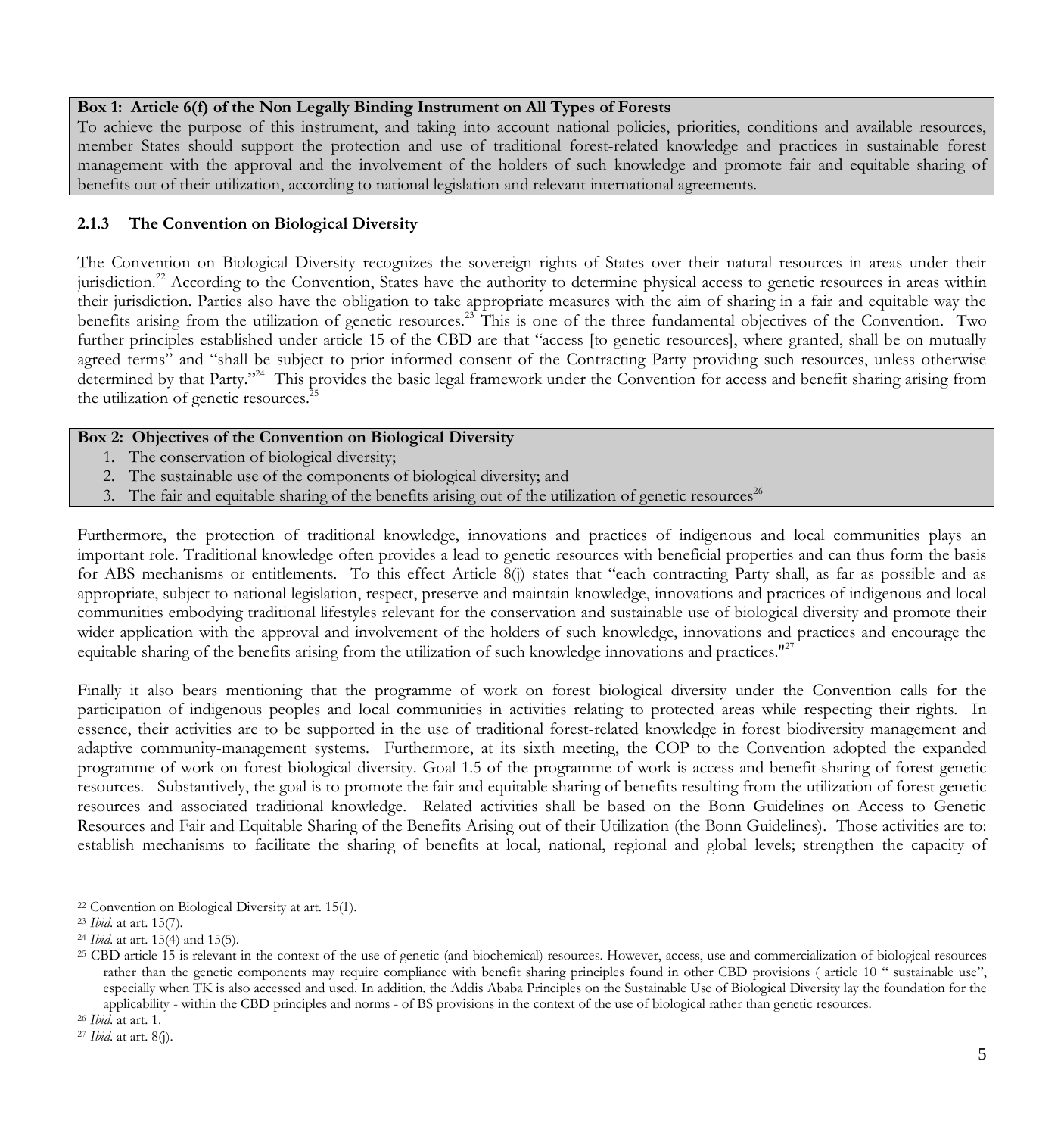**Box 1: Article 6(f) of the Non Legally Binding Instrument on All Types of Forests**

To achieve the purpose of this instrument, and taking into account national policies, priorities, conditions and available resources, member States should support the protection and use of traditional forest-related knowledge and practices in sustainable forest management with the approval and the involvement of the holders of such knowledge and promote fair and equitable sharing of benefits out of their utilization, according to national legislation and relevant international agreements.

### 2.1.3 The Convention on Biological Diversity

The Convention on Biological Diversity recognizes the sovereign rights of States over their natural resources in areas under their jurisdiction.[22] According to the Convention, States have the authority to determine physical access to genetic resources in areas within their jurisdiction. Parties also have the obligation to take appropriate measures with the aim of sharing in a fair and equitable way the benefits arising from the utilization of genetic resources.[23] This is one of the three fundamental objectives of the Convention. Two further principles established under article 15 of the CBD are that "access [to genetic resources], where granted, shall be on mutually agreed terms" and "shall be subject to prior informed consent of the Contracting Party providing such resources, unless otherwise determined by that Party."[24] This provides the basic legal framework under the Convention for access and benefit sharing arising from the utilization of genetic resources.[25]

**Box 2: Objectives of the Convention on Biological Diversity**

1. The conservation of biological diversity;
2. The sustainable use of the components of biological diversity; and
3. The fair and equitable sharing of the benefits arising out of the utilization of genetic resources[26]

Furthermore, the protection of traditional knowledge, innovations and practices of indigenous and local communities plays an important role. Traditional knowledge often provides a lead to genetic resources with beneficial properties and can thus form the basis for ABS mechanisms or entitlements. To this effect Article 8(j) states that "each contracting Party shall, as far as possible and as appropriate, subject to national legislation, respect, preserve and maintain knowledge, innovations and practices of indigenous and local communities embodying traditional lifestyles relevant for the conservation and sustainable use of biological diversity and promote their wider application with the approval and involvement of the holders of such knowledge, innovations and practices and encourage the equitable sharing of the benefits arising from the utilization of such knowledge innovations and practices."[27]

Finally it also bears mentioning that the programme of work on forest biological diversity under the Convention calls for the participation of indigenous peoples and local communities in activities relating to protected areas while respecting their rights. In essence, their activities are to be supported in the use of traditional forest-related knowledge in forest biodiversity management and adaptive community-management systems. Furthermore, at its sixth meeting, the COP to the Convention adopted the expanded programme of work on forest biological diversity. Goal 1.5 of the programme of work is access and benefit-sharing of forest genetic resources. Substantively, the goal is to promote the fair and equitable sharing of benefits resulting from the utilization of forest genetic resources and associated traditional knowledge. Related activities shall be based on the Bonn Guidelines on Access to Genetic Resources and Fair and Equitable Sharing of the Benefits Arising out of their Utilization (the Bonn Guidelines). Those activities are to: establish mechanisms to facilitate the sharing of benefits at local, national, regional and global levels; strengthen the capacity of

---

[22] Convention on Biological Diversity at art. 15(1).

[23] *Ibid.* at art. 15(7).

[24] *Ibid.* at art. 15(4) and 15(5).

[25] CBD article 15 is relevant in the context of the use of genetic (and biochemical) resources. However, access, use and commercialization of biological resources rather than the genetic components may require compliance with benefit sharing principles found in other CBD provisions ( article 10 " sustainable use", especially when TK is also accessed and used. In addition, the Addis Ababa Principles on the Sustainable Use of Biological Diversity lay the foundation for the applicability - within the CBD principles and norms - of BS provisions in the context of the use of biological rather than genetic resources.

[26] *Ibid.* at art. 1.

[27] *Ibid.* at art. 8(j).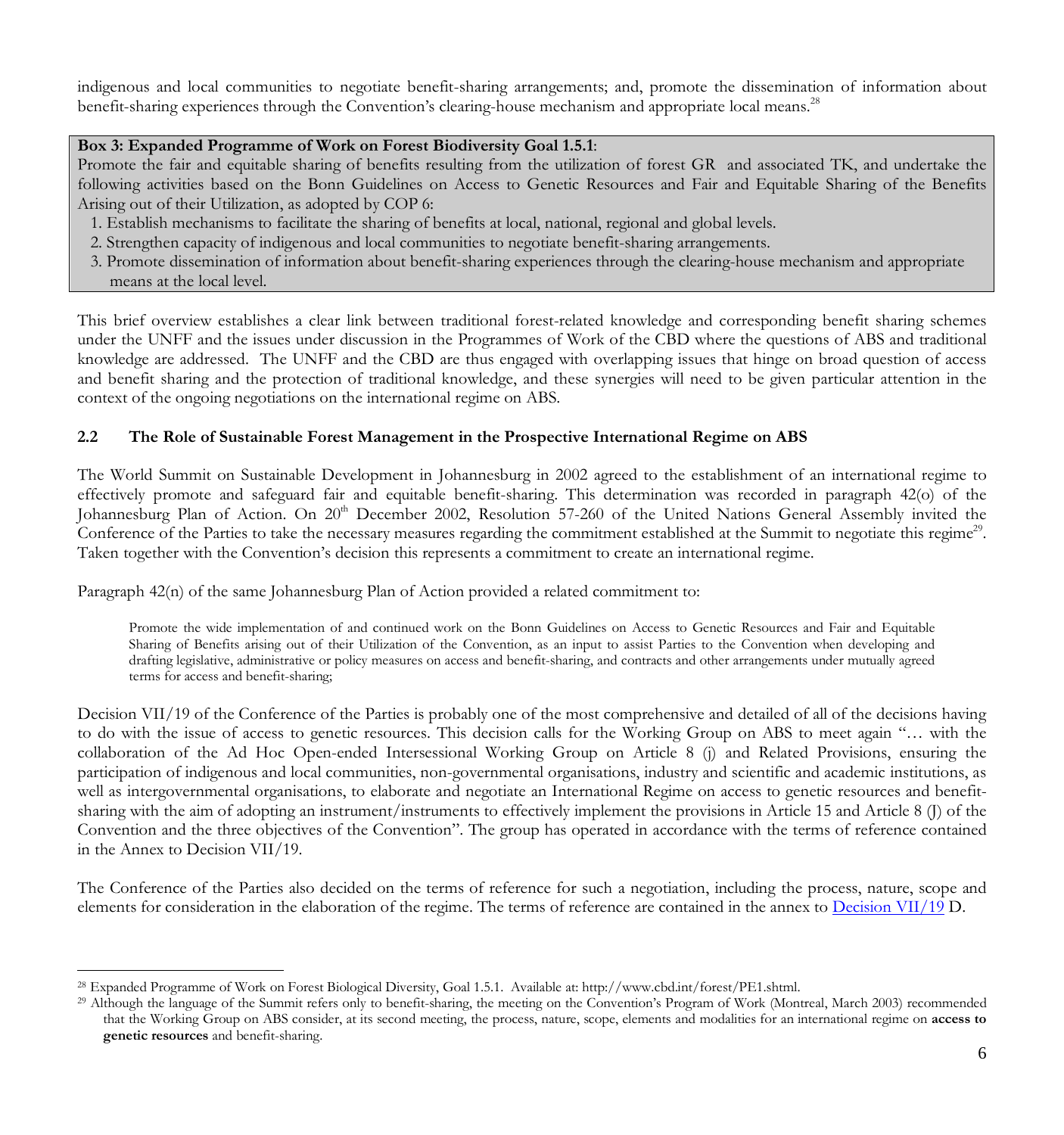indigenous and local communities to negotiate benefit-sharing arrangements; and, promote the dissemination of information about benefit-sharing experiences through the Convention's clearing-house mechanism and appropriate local means.[28]

**Box 3: Expanded Programme of Work on Forest Biodiversity Goal 1.5.1**:
Promote the fair and equitable sharing of benefits resulting from the utilization of forest GR and associated TK, and undertake the following activities based on the Bonn Guidelines on Access to Genetic Resources and Fair and Equitable Sharing of the Benefits Arising out of their Utilization, as adopted by COP 6:

1. Establish mechanisms to facilitate the sharing of benefits at local, national, regional and global levels.
2. Strengthen capacity of indigenous and local communities to negotiate benefit-sharing arrangements.
3. Promote dissemination of information about benefit-sharing experiences through the clearing-house mechanism and appropriate means at the local level.

This brief overview establishes a clear link between traditional forest-related knowledge and corresponding benefit sharing schemes under the UNFF and the issues under discussion in the Programmes of Work of the CBD where the questions of ABS and traditional knowledge are addressed. The UNFF and the CBD are thus engaged with overlapping issues that hinge on broad question of access and benefit sharing and the protection of traditional knowledge, and these synergies will need to be given particular attention in the context of the ongoing negotiations on the international regime on ABS.

## 2.2 The Role of Sustainable Forest Management in the Prospective International Regime on ABS

The World Summit on Sustainable Development in Johannesburg in 2002 agreed to the establishment of an international regime to effectively promote and safeguard fair and equitable benefit-sharing. This determination was recorded in paragraph 42(o) of the Johannesburg Plan of Action. On 20th December 2002, Resolution 57-260 of the United Nations General Assembly invited the Conference of the Parties to take the necessary measures regarding the commitment established at the Summit to negotiate this regime[29]. Taken together with the Convention's decision this represents a commitment to create an international regime.

Paragraph 42(n) of the same Johannesburg Plan of Action provided a related commitment to:

> Promote the wide implementation of and continued work on the Bonn Guidelines on Access to Genetic Resources and Fair and Equitable Sharing of Benefits arising out of their Utilization of the Convention, as an input to assist Parties to the Convention when developing and drafting legislative, administrative or policy measures on access and benefit-sharing, and contracts and other arrangements under mutually agreed terms for access and benefit-sharing;

Decision VII/19 of the Conference of the Parties is probably one of the most comprehensive and detailed of all of the decisions having to do with the issue of access to genetic resources. This decision calls for the Working Group on ABS to meet again "… with the collaboration of the Ad Hoc Open-ended Intersessional Working Group on Article 8 (j) and Related Provisions, ensuring the participation of indigenous and local communities, non-governmental organisations, industry and scientific and academic institutions, as well as intergovernmental organisations, to elaborate and negotiate an International Regime on access to genetic resources and benefit-sharing with the aim of adopting an instrument/instruments to effectively implement the provisions in Article 15 and Article 8 (J) of the Convention and the three objectives of the Convention". The group has operated in accordance with the terms of reference contained in the Annex to Decision VII/19.

The Conference of the Parties also decided on the terms of reference for such a negotiation, including the process, nature, scope and elements for consideration in the elaboration of the regime. The terms of reference are contained in the annex to Decision VII/19 D.

---

[28] Expanded Programme of Work on Forest Biological Diversity, Goal 1.5.1. Available at: http://www.cbd.int/forest/PE1.shtml.

[29] Although the language of the Summit refers only to benefit-sharing, the meeting on the Convention's Program of Work (Montreal, March 2003) recommended that the Working Group on ABS consider, at its second meeting, the process, nature, scope, elements and modalities for an international regime on **access to genetic resources** and benefit-sharing.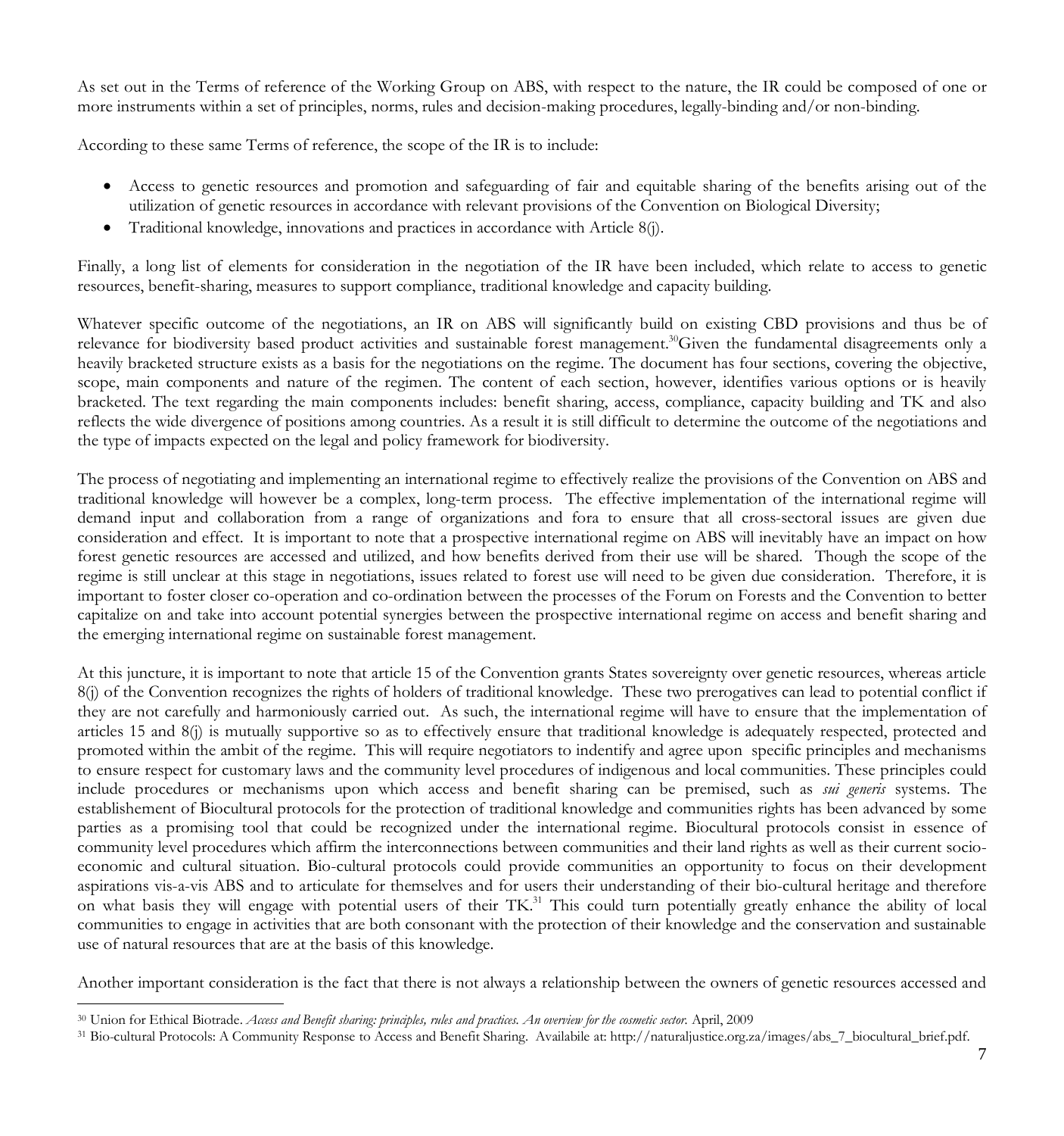As set out in the Terms of reference of the Working Group on ABS, with respect to the nature, the IR could be composed of one or more instruments within a set of principles, norms, rules and decision-making procedures, legally-binding and/or non-binding.

According to these same Terms of reference, the scope of the IR is to include:

- Access to genetic resources and promotion and safeguarding of fair and equitable sharing of the benefits arising out of the utilization of genetic resources in accordance with relevant provisions of the Convention on Biological Diversity;
- Traditional knowledge, innovations and practices in accordance with Article 8(j).

Finally, a long list of elements for consideration in the negotiation of the IR have been included, which relate to access to genetic resources, benefit-sharing, measures to support compliance, traditional knowledge and capacity building.

Whatever specific outcome of the negotiations, an IR on ABS will significantly build on existing CBD provisions and thus be of relevance for biodiversity based product activities and sustainable forest management.[30]Given the fundamental disagreements only a heavily bracketed structure exists as a basis for the negotiations on the regime. The document has four sections, covering the objective, scope, main components and nature of the regimen. The content of each section, however, identifies various options or is heavily bracketed. The text regarding the main components includes: benefit sharing, access, compliance, capacity building and TK and also reflects the wide divergence of positions among countries. As a result it is still difficult to determine the outcome of the negotiations and the type of impacts expected on the legal and policy framework for biodiversity.

The process of negotiating and implementing an international regime to effectively realize the provisions of the Convention on ABS and traditional knowledge will however be a complex, long-term process. The effective implementation of the international regime will demand input and collaboration from a range of organizations and fora to ensure that all cross-sectoral issues are given due consideration and effect. It is important to note that a prospective international regime on ABS will inevitably have an impact on how forest genetic resources are accessed and utilized, and how benefits derived from their use will be shared. Though the scope of the regime is still unclear at this stage in negotiations, issues related to forest use will need to be given due consideration. Therefore, it is important to foster closer co-operation and co-ordination between the processes of the Forum on Forests and the Convention to better capitalize on and take into account potential synergies between the prospective international regime on access and benefit sharing and the emerging international regime on sustainable forest management.

At this juncture, it is important to note that article 15 of the Convention grants States sovereignty over genetic resources, whereas article 8(j) of the Convention recognizes the rights of holders of traditional knowledge. These two prerogatives can lead to potential conflict if they are not carefully and harmoniously carried out. As such, the international regime will have to ensure that the implementation of articles 15 and 8(j) is mutually supportive so as to effectively ensure that traditional knowledge is adequately respected, protected and promoted within the ambit of the regime. This will require negotiators to indentify and agree upon specific principles and mechanisms to ensure respect for customary laws and the community level procedures of indigenous and local communities. These principles could include procedures or mechanisms upon which access and benefit sharing can be premised, such as *sui generis* systems. The establishement of Biocultural protocols for the protection of traditional knowledge and communities rights has been advanced by some parties as a promising tool that could be recognized under the international regime. Biocultural protocols consist in essence of community level procedures which affirm the interconnections between communities and their land rights as well as their current socio-economic and cultural situation. Bio-cultural protocols could provide communities an opportunity to focus on their development aspirations vis-a-vis ABS and to articulate for themselves and for users their understanding of their bio-cultural heritage and therefore on what basis they will engage with potential users of their TK.[31] This could turn potentially greatly enhance the ability of local communities to engage in activities that are both consonant with the protection of their knowledge and the conservation and sustainable use of natural resources that are at the basis of this knowledge.

Another important consideration is the fact that there is not always a relationship between the owners of genetic resources accessed and

---

[30] Union for Ethical Biotrade. *Access and Benefit sharing: principles, rules and practices. An overview for the cosmetic sector.* April, 2009

[31] Bio-cultural Protocols: A Community Response to Access and Benefit Sharing. Availabile at: http://naturaljustice.org.za/images/abs_7_biocultural_brief.pdf.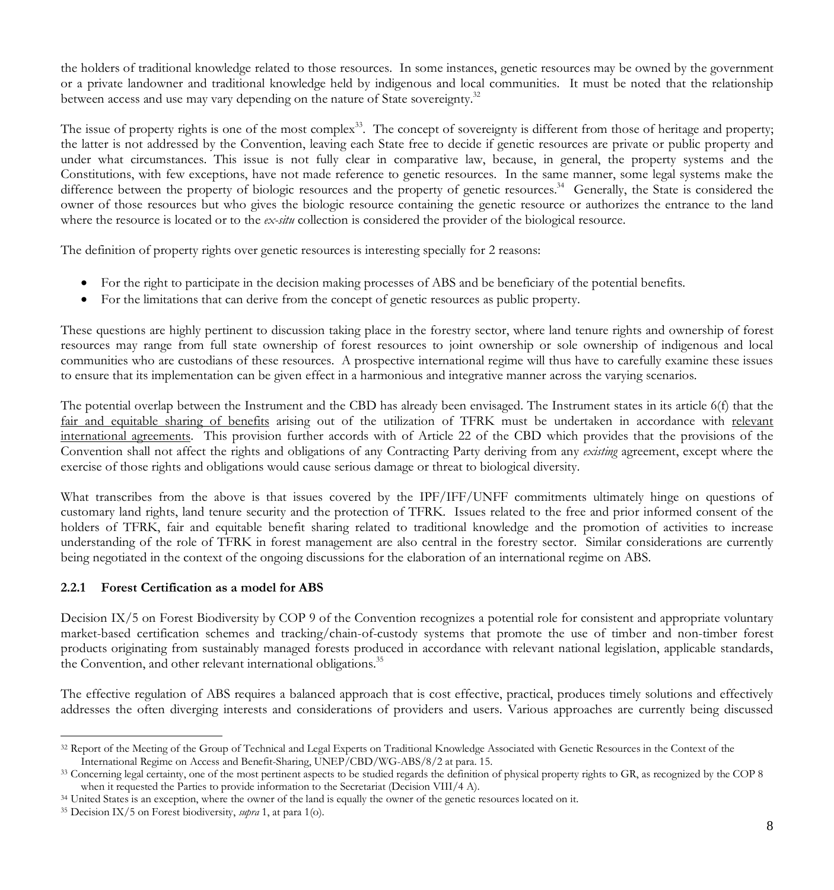the holders of traditional knowledge related to those resources. In some instances, genetic resources may be owned by the government or a private landowner and traditional knowledge held by indigenous and local communities. It must be noted that the relationship between access and use may vary depending on the nature of State sovereignty.[32]

The issue of property rights is one of the most complex[33]. The concept of sovereignty is different from those of heritage and property; the latter is not addressed by the Convention, leaving each State free to decide if genetic resources are private or public property and under what circumstances. This issue is not fully clear in comparative law, because, in general, the property systems and the Constitutions, with few exceptions, have not made reference to genetic resources. In the same manner, some legal systems make the difference between the property of biologic resources and the property of genetic resources.[34] Generally, the State is considered the owner of those resources but who gives the biologic resource containing the genetic resource or authorizes the entrance to the land where the resource is located or to the *ex-situ* collection is considered the provider of the biological resource.

The definition of property rights over genetic resources is interesting specially for 2 reasons:

- For the right to participate in the decision making processes of ABS and be beneficiary of the potential benefits.
- For the limitations that can derive from the concept of genetic resources as public property.

These questions are highly pertinent to discussion taking place in the forestry sector, where land tenure rights and ownership of forest resources may range from full state ownership of forest resources to joint ownership or sole ownership of indigenous and local communities who are custodians of these resources. A prospective international regime will thus have to carefully examine these issues to ensure that its implementation can be given effect in a harmonious and integrative manner across the varying scenarios.

The potential overlap between the Instrument and the CBD has already been envisaged. The Instrument states in its article 6(f) that the fair and equitable sharing of benefits arising out of the utilization of TFRK must be undertaken in accordance with relevant international agreements. This provision further accords with of Article 22 of the CBD which provides that the provisions of the Convention shall not affect the rights and obligations of any Contracting Party deriving from any *existing* agreement, except where the exercise of those rights and obligations would cause serious damage or threat to biological diversity.

What transcribes from the above is that issues covered by the IPF/IFF/UNFF commitments ultimately hinge on questions of customary land rights, land tenure security and the protection of TFRK. Issues related to the free and prior informed consent of the holders of TFRK, fair and equitable benefit sharing related to traditional knowledge and the promotion of activities to increase understanding of the role of TFRK in forest management are also central in the forestry sector. Similar considerations are currently being negotiated in the context of the ongoing discussions for the elaboration of an international regime on ABS.

### 2.2.1 Forest Certification as a model for ABS

Decision IX/5 on Forest Biodiversity by COP 9 of the Convention recognizes a potential role for consistent and appropriate voluntary market-based certification schemes and tracking/chain-of-custody systems that promote the use of timber and non-timber forest products originating from sustainably managed forests produced in accordance with relevant national legislation, applicable standards, the Convention, and other relevant international obligations.[35]

The effective regulation of ABS requires a balanced approach that is cost effective, practical, produces timely solutions and effectively addresses the often diverging interests and considerations of providers and users. Various approaches are currently being discussed

---

[32] Report of the Meeting of the Group of Technical and Legal Experts on Traditional Knowledge Associated with Genetic Resources in the Context of the International Regime on Access and Benefit-Sharing, UNEP/CBD/WG-ABS/8/2 at para. 15.

[33] Concerning legal certainty, one of the most pertinent aspects to be studied regards the definition of physical property rights to GR, as recognized by the COP 8 when it requested the Parties to provide information to the Secretariat (Decision VIII/4 A).

[34] United States is an exception, where the owner of the land is equally the owner of the genetic resources located on it.

[35] Decision IX/5 on Forest biodiversity, *supra* 1, at para 1(o).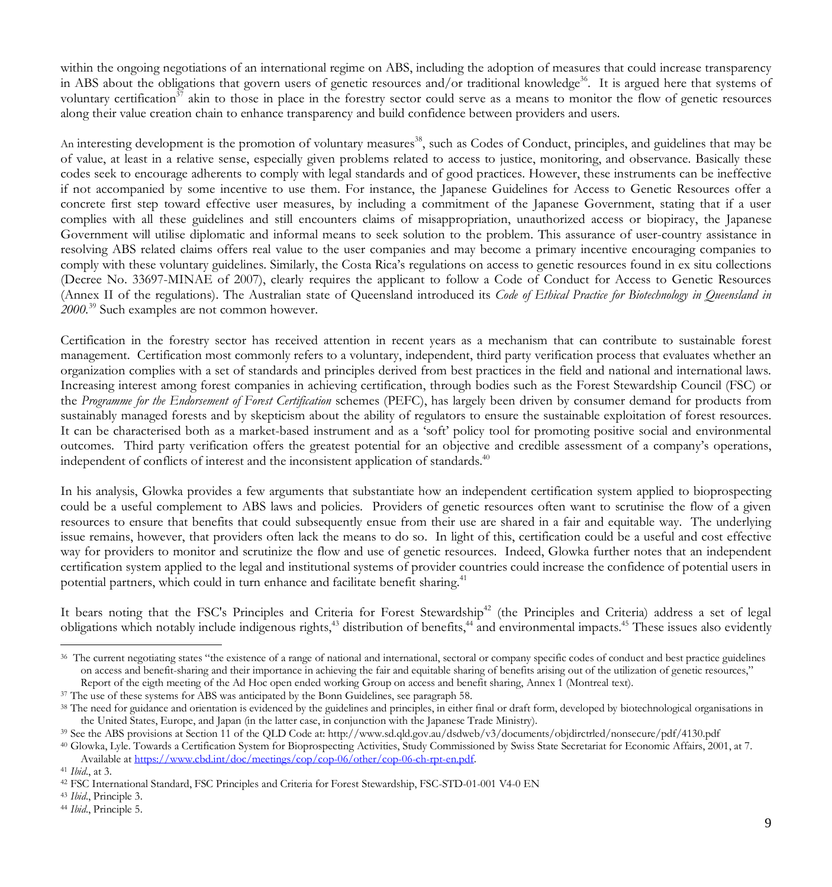within the ongoing negotiations of an international regime on ABS, including the adoption of measures that could increase transparency in ABS about the obligations that govern users of genetic resources and/or traditional knowledge[36]. It is argued here that systems of voluntary certification[37] akin to those in place in the forestry sector could serve as a means to monitor the flow of genetic resources along their value creation chain to enhance transparency and build confidence between providers and users.

An interesting development is the promotion of voluntary measures[38], such as Codes of Conduct, principles, and guidelines that may be of value, at least in a relative sense, especially given problems related to access to justice, monitoring, and observance. Basically these codes seek to encourage adherents to comply with legal standards and of good practices. However, these instruments can be ineffective if not accompanied by some incentive to use them. For instance, the Japanese Guidelines for Access to Genetic Resources offer a concrete first step toward effective user measures, by including a commitment of the Japanese Government, stating that if a user complies with all these guidelines and still encounters claims of misappropriation, unauthorized access or biopiracy, the Japanese Government will utilise diplomatic and informal means to seek solution to the problem. This assurance of user-country assistance in resolving ABS related claims offers real value to the user companies and may become a primary incentive encouraging companies to comply with these voluntary guidelines. Similarly, the Costa Rica's regulations on access to genetic resources found in ex situ collections (Decree No. 33697-MINAE of 2007), clearly requires the applicant to follow a Code of Conduct for Access to Genetic Resources (Annex II of the regulations). The Australian state of Queensland introduced its *Code of Ethical Practice for Biotechnology in Queensland in 2000.*[39] Such examples are not common however.

Certification in the forestry sector has received attention in recent years as a mechanism that can contribute to sustainable forest management. Certification most commonly refers to a voluntary, independent, third party verification process that evaluates whether an organization complies with a set of standards and principles derived from best practices in the field and national and international laws. Increasing interest among forest companies in achieving certification, through bodies such as the Forest Stewardship Council (FSC) or the *Programme for the Endorsement of Forest Certification* schemes (PEFC), has largely been driven by consumer demand for products from sustainably managed forests and by skepticism about the ability of regulators to ensure the sustainable exploitation of forest resources. It can be characterised both as a market-based instrument and as a 'soft' policy tool for promoting positive social and environmental outcomes. Third party verification offers the greatest potential for an objective and credible assessment of a company's operations, independent of conflicts of interest and the inconsistent application of standards.[40]

In his analysis, Glowka provides a few arguments that substantiate how an independent certification system applied to bioprospecting could be a useful complement to ABS laws and policies. Providers of genetic resources often want to scrutinise the flow of a given resources to ensure that benefits that could subsequently ensue from their use are shared in a fair and equitable way. The underlying issue remains, however, that providers often lack the means to do so. In light of this, certification could be a useful and cost effective way for providers to monitor and scrutinize the flow and use of genetic resources. Indeed, Glowka further notes that an independent certification system applied to the legal and institutional systems of provider countries could increase the confidence of potential users in potential partners, which could in turn enhance and facilitate benefit sharing.[41]

It bears noting that the FSC's Principles and Criteria for Forest Stewardship[42] (the Principles and Criteria) address a set of legal obligations which notably include indigenous rights,[43] distribution of benefits,[44] and environmental impacts.[45] These issues also evidently

---

[36] The current negotiating states "the existence of a range of national and international, sectoral or company specific codes of conduct and best practice guidelines on access and benefit-sharing and their importance in achieving the fair and equitable sharing of benefits arising out of the utilization of genetic resources," Report of the eigth meeting of the Ad Hoc open ended working Group on access and benefit sharing, Annex 1 (Montreal text).

[37] The use of these systems for ABS was anticipated by the Bonn Guidelines, see paragraph 58.

[38] The need for guidance and orientation is evidenced by the guidelines and principles, in either final or draft form, developed by biotechnological organisations in the United States, Europe, and Japan (in the latter case, in conjunction with the Japanese Trade Ministry).

[39] See the ABS provisions at Section 11 of the QLD Code at: http://www.sd.qld.gov.au/dsdweb/v3/documents/objdirctrled/nonsecure/pdf/4130.pdf

[40] Glowka, Lyle. Towards a Certification System for Bioprospecting Activities, Study Commissioned by Swiss State Secretariat for Economic Affairs, 2001, at 7. Available at https://www.cbd.int/doc/meetings/cop/cop-06/other/cop-06-ch-rpt-en.pdf.

[41] *Ibid*., at 3.

[42] FSC International Standard, FSC Principles and Criteria for Forest Stewardship, FSC-STD-01-001 V4-0 EN

[43] *Ibid*., Principle 3.

[44] *Ibid*., Principle 5.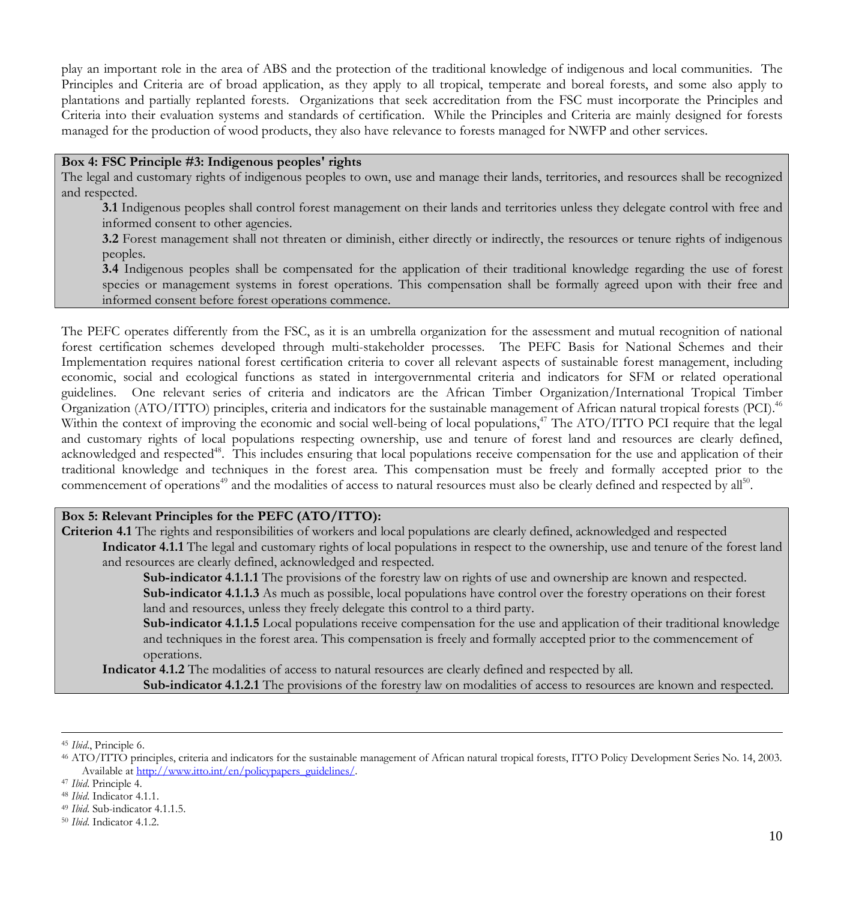play an important role in the area of ABS and the protection of the traditional knowledge of indigenous and local communities. The Principles and Criteria are of broad application, as they apply to all tropical, temperate and boreal forests, and some also apply to plantations and partially replanted forests. Organizations that seek accreditation from the FSC must incorporate the Principles and Criteria into their evaluation systems and standards of certification. While the Principles and Criteria are mainly designed for forests managed for the production of wood products, they also have relevance to forests managed for NWFP and other services.

**Box 4: FSC Principle #3: Indigenous peoples' rights**

The legal and customary rights of indigenous peoples to own, use and manage their lands, territories, and resources shall be recognized and respected.

> **3.1** Indigenous peoples shall control forest management on their lands and territories unless they delegate control with free and informed consent to other agencies.
>
> **3.2** Forest management shall not threaten or diminish, either directly or indirectly, the resources or tenure rights of indigenous peoples.
>
> **3.4** Indigenous peoples shall be compensated for the application of their traditional knowledge regarding the use of forest species or management systems in forest operations. This compensation shall be formally agreed upon with their free and informed consent before forest operations commence.

The PEFC operates differently from the FSC, as it is an umbrella organization for the assessment and mutual recognition of national forest certification schemes developed through multi-stakeholder processes. The PEFC Basis for National Schemes and their Implementation requires national forest certification criteria to cover all relevant aspects of sustainable forest management, including economic, social and ecological functions as stated in intergovernmental criteria and indicators for SFM or related operational guidelines. One relevant series of criteria and indicators are the African Timber Organization/International Tropical Timber Organization (ATO/ITTO) principles, criteria and indicators for the sustainable management of African natural tropical forests (PCI).[46] Within the context of improving the economic and social well-being of local populations,[47] The ATO/ITTO PCI require that the legal and customary rights of local populations respecting ownership, use and tenure of forest land and resources are clearly defined, acknowledged and respected[48]. This includes ensuring that local populations receive compensation for the use and application of their traditional knowledge and techniques in the forest area. This compensation must be freely and formally accepted prior to the commencement of operations[49] and the modalities of access to natural resources must also be clearly defined and respected by all[50].

**Box 5: Relevant Principles for the PEFC (ATO/ITTO):**

**Criterion 4.1** The rights and responsibilities of workers and local populations are clearly defined, acknowledged and respected

> **Indicator 4.1.1** The legal and customary rights of local populations in respect to the ownership, use and tenure of the forest land and resources are clearly defined, acknowledged and respected.
>
> > **Sub-indicator 4.1.1.1** The provisions of the forestry law on rights of use and ownership are known and respected.
> >
> > **Sub-indicator 4.1.1.3** As much as possible, local populations have control over the forestry operations on their forest land and resources, unless they freely delegate this control to a third party.
> >
> > **Sub-indicator 4.1.1.5** Local populations receive compensation for the use and application of their traditional knowledge and techniques in the forest area. This compensation is freely and formally accepted prior to the commencement of operations.
>
> **Indicator 4.1.2** The modalities of access to natural resources are clearly defined and respected by all.
>
> > **Sub-indicator 4.1.2.1** The provisions of the forestry law on modalities of access to resources are known and respected.

---

[45] *Ibid*., Principle 6.

[46] ATO/ITTO principles, criteria and indicators for the sustainable management of African natural tropical forests, ITTO Policy Development Series No. 14, 2003. Available at http://www.itto.int/en/policypapers_guidelines/.

[47] *Ibid*. Principle 4.

[48] *Ibid*. Indicator 4.1.1.

[49] *Ibid*. Sub-indicator 4.1.1.5.

[50] *Ibid*. Indicator 4.1.2.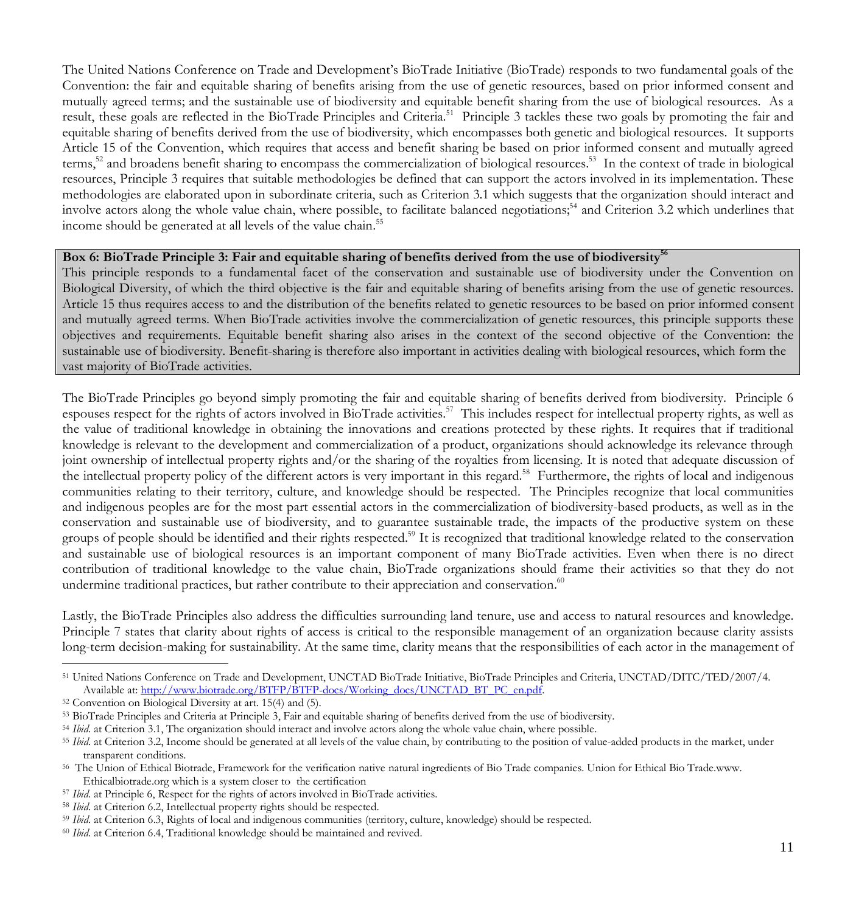The United Nations Conference on Trade and Development's BioTrade Initiative (BioTrade) responds to two fundamental goals of the Convention: the fair and equitable sharing of benefits arising from the use of genetic resources, based on prior informed consent and mutually agreed terms; and the sustainable use of biodiversity and equitable benefit sharing from the use of biological resources. As a result, these goals are reflected in the BioTrade Principles and Criteria.[51] Principle 3 tackles these two goals by promoting the fair and equitable sharing of benefits derived from the use of biodiversity, which encompasses both genetic and biological resources. It supports Article 15 of the Convention, which requires that access and benefit sharing be based on prior informed consent and mutually agreed terms,[52] and broadens benefit sharing to encompass the commercialization of biological resources.[53] In the context of trade in biological resources, Principle 3 requires that suitable methodologies be defined that can support the actors involved in its implementation. These methodologies are elaborated upon in subordinate criteria, such as Criterion 3.1 which suggests that the organization should interact and involve actors along the whole value chain, where possible, to facilitate balanced negotiations;[54] and Criterion 3.2 which underlines that income should be generated at all levels of the value chain.[55]

> **Box 6: BioTrade Principle 3: Fair and equitable sharing of benefits derived from the use of biodiversity[56]**
>
> This principle responds to a fundamental facet of the conservation and sustainable use of biodiversity under the Convention on Biological Diversity, of which the third objective is the fair and equitable sharing of benefits arising from the use of genetic resources. Article 15 thus requires access to and the distribution of the benefits related to genetic resources to be based on prior informed consent and mutually agreed terms. When BioTrade activities involve the commercialization of genetic resources, this principle supports these objectives and requirements. Equitable benefit sharing also arises in the context of the second objective of the Convention: the sustainable use of biodiversity. Benefit-sharing is therefore also important in activities dealing with biological resources, which form the vast majority of BioTrade activities.

The BioTrade Principles go beyond simply promoting the fair and equitable sharing of benefits derived from biodiversity. Principle 6 espouses respect for the rights of actors involved in BioTrade activities.[57] This includes respect for intellectual property rights, as well as the value of traditional knowledge in obtaining the innovations and creations protected by these rights. It requires that if traditional knowledge is relevant to the development and commercialization of a product, organizations should acknowledge its relevance through joint ownership of intellectual property rights and/or the sharing of the royalties from licensing. It is noted that adequate discussion of the intellectual property policy of the different actors is very important in this regard.[58] Furthermore, the rights of local and indigenous communities relating to their territory, culture, and knowledge should be respected. The Principles recognize that local communities and indigenous peoples are for the most part essential actors in the commercialization of biodiversity-based products, as well as in the conservation and sustainable use of biodiversity, and to guarantee sustainable trade, the impacts of the productive system on these groups of people should be identified and their rights respected.[59] It is recognized that traditional knowledge related to the conservation and sustainable use of biological resources is an important component of many BioTrade activities. Even when there is no direct contribution of traditional knowledge to the value chain, BioTrade organizations should frame their activities so that they do not undermine traditional practices, but rather contribute to their appreciation and conservation.[60]

Lastly, the BioTrade Principles also address the difficulties surrounding land tenure, use and access to natural resources and knowledge. Principle 7 states that clarity about rights of access is critical to the responsible management of an organization because clarity assists long-term decision-making for sustainability. At the same time, clarity means that the responsibilities of each actor in the management of

---

[51] United Nations Conference on Trade and Development, UNCTAD BioTrade Initiative, BioTrade Principles and Criteria, UNCTAD/DITC/TED/2007/4. Available at: [http://www.biotrade.org/BTFP/BTFP-docs/Working_docs/UNCTAD_BT_PC_en.pdf](http://www.biotrade.org/BTFP/BTFP-docs/Working_docs/UNCTAD_BT_PC_en.pdf).

[52] Convention on Biological Diversity at art. 15(4) and (5).

[53] BioTrade Principles and Criteria at Principle 3, Fair and equitable sharing of benefits derived from the use of biodiversity.

[54] *Ibid*. at Criterion 3.1, The organization should interact and involve actors along the whole value chain, where possible.

[55] *Ibid*. at Criterion 3.2, Income should be generated at all levels of the value chain, by contributing to the position of value-added products in the market, under transparent conditions.

[56] The Union of Ethical Biotrade, Framework for the verification native natural ingredients of Bio Trade companies. Union for Ethical Bio Trade.www. Ethicalbiotrade.org which is a system closer to the certification

[57] *Ibid*. at Principle 6, Respect for the rights of actors involved in BioTrade activities.

[58] *Ibid*. at Criterion 6.2, Intellectual property rights should be respected.

[59] *Ibid*. at Criterion 6.3, Rights of local and indigenous communities (territory, culture, knowledge) should be respected.

[60] *Ibid*. at Criterion 6.4, Traditional knowledge should be maintained and revived.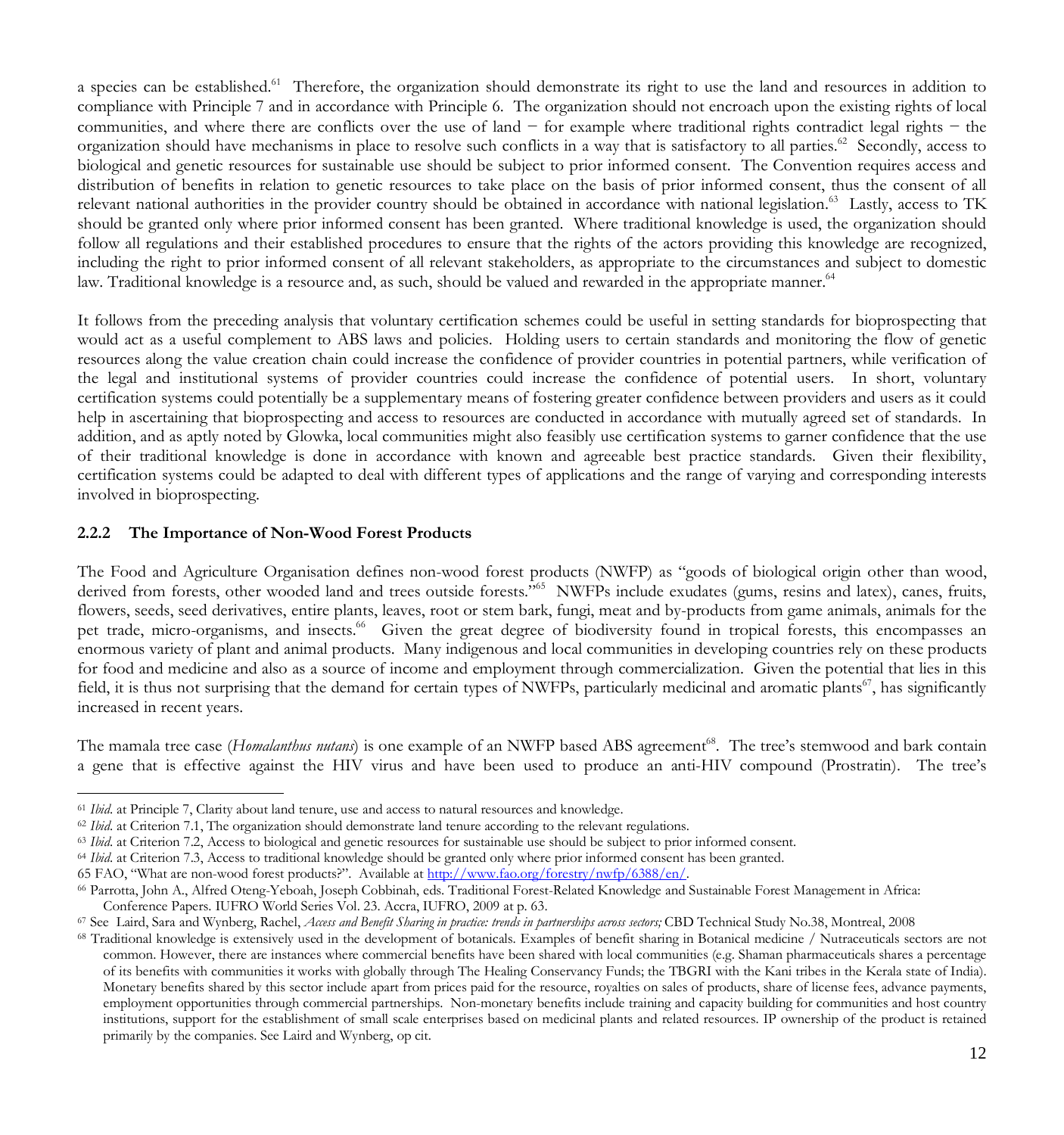a species can be established.[61] Therefore, the organization should demonstrate its right to use the land and resources in addition to compliance with Principle 7 and in accordance with Principle 6. The organization should not encroach upon the existing rights of local communities, and where there are conflicts over the use of land − for example where traditional rights contradict legal rights − the organization should have mechanisms in place to resolve such conflicts in a way that is satisfactory to all parties.[62] Secondly, access to biological and genetic resources for sustainable use should be subject to prior informed consent. The Convention requires access and distribution of benefits in relation to genetic resources to take place on the basis of prior informed consent, thus the consent of all relevant national authorities in the provider country should be obtained in accordance with national legislation.[63] Lastly, access to TK should be granted only where prior informed consent has been granted. Where traditional knowledge is used, the organization should follow all regulations and their established procedures to ensure that the rights of the actors providing this knowledge are recognized, including the right to prior informed consent of all relevant stakeholders, as appropriate to the circumstances and subject to domestic law. Traditional knowledge is a resource and, as such, should be valued and rewarded in the appropriate manner.[64]

It follows from the preceding analysis that voluntary certification schemes could be useful in setting standards for bioprospecting that would act as a useful complement to ABS laws and policies. Holding users to certain standards and monitoring the flow of genetic resources along the value creation chain could increase the confidence of provider countries in potential partners, while verification of the legal and institutional systems of provider countries could increase the confidence of potential users. In short, voluntary certification systems could potentially be a supplementary means of fostering greater confidence between providers and users as it could help in ascertaining that bioprospecting and access to resources are conducted in accordance with mutually agreed set of standards. In addition, and as aptly noted by Glowka, local communities might also feasibly use certification systems to garner confidence that the use of their traditional knowledge is done in accordance with known and agreeable best practice standards. Given their flexibility, certification systems could be adapted to deal with different types of applications and the range of varying and corresponding interests involved in bioprospecting.

### 2.2.2 The Importance of Non-Wood Forest Products

The Food and Agriculture Organisation defines non-wood forest products (NWFP) as "goods of biological origin other than wood, derived from forests, other wooded land and trees outside forests."[65] NWFPs include exudates (gums, resins and latex), canes, fruits, flowers, seeds, seed derivatives, entire plants, leaves, root or stem bark, fungi, meat and by-products from game animals, animals for the pet trade, micro-organisms, and insects.[66] Given the great degree of biodiversity found in tropical forests, this encompasses an enormous variety of plant and animal products. Many indigenous and local communities in developing countries rely on these products for food and medicine and also as a source of income and employment through commercialization. Given the potential that lies in this field, it is thus not surprising that the demand for certain types of NWFPs, particularly medicinal and aromatic plants[67], has significantly increased in recent years.

The mamala tree case (*Homalanthus nutans*) is one example of an NWFP based ABS agreement[68]. The tree's stemwood and bark contain a gene that is effective against the HIV virus and have been used to produce an anti-HIV compound (Prostratin). The tree's

---

[61] *Ibid*. at Principle 7, Clarity about land tenure, use and access to natural resources and knowledge.

[62] *Ibid*. at Criterion 7.1, The organization should demonstrate land tenure according to the relevant regulations.

[63] *Ibid*. at Criterion 7.2, Access to biological and genetic resources for sustainable use should be subject to prior informed consent.

[64] *Ibid*. at Criterion 7.3, Access to traditional knowledge should be granted only where prior informed consent has been granted.

65 FAO, "What are non-wood forest products?". Available at http://www.fao.org/forestry/nwfp/6388/en/.

[66] Parrotta, John A., Alfred Oteng-Yeboah, Joseph Cobbinah, eds. Traditional Forest-Related Knowledge and Sustainable Forest Management in Africa: Conference Papers. IUFRO World Series Vol. 23. Accra, IUFRO, 2009 at p. 63.

[67] See Laird, Sara and Wynberg, Rachel, *Access and Benefit Sharing in practice: trends in partnerships across sectors;* CBD Technical Study No.38, Montreal, 2008

[68] Traditional knowledge is extensively used in the development of botanicals. Examples of benefit sharing in Botanical medicine / Nutraceuticals sectors are not common. However, there are instances where commercial benefits have been shared with local communities (e.g. Shaman pharmaceuticals shares a percentage of its benefits with communities it works with globally through The Healing Conservancy Funds; the TBGRI with the Kani tribes in the Kerala state of India). Monetary benefits shared by this sector include apart from prices paid for the resource, royalties on sales of products, share of license fees, advance payments, employment opportunities through commercial partnerships. Non-monetary benefits include training and capacity building for communities and host country institutions, support for the establishment of small scale enterprises based on medicinal plants and related resources. IP ownership of the product is retained primarily by the companies. See Laird and Wynberg, op cit.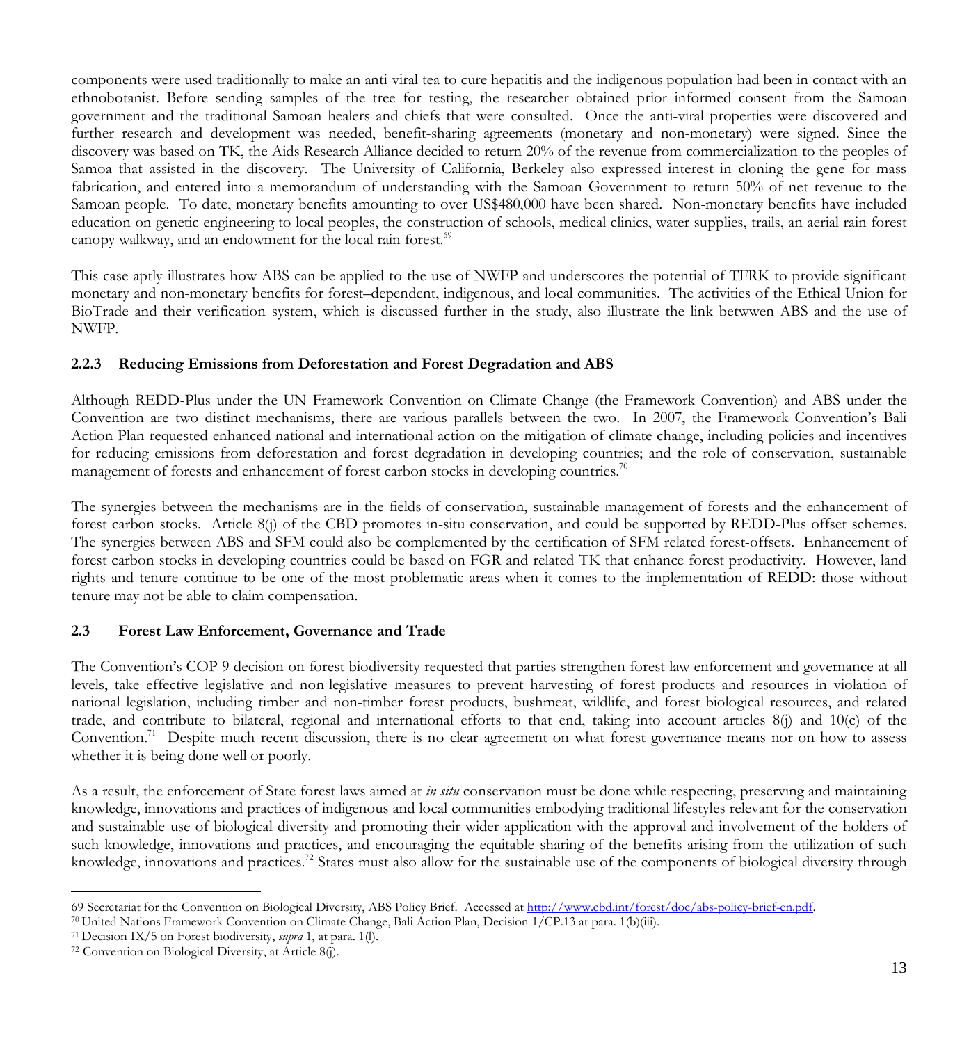components were used traditionally to make an anti-viral tea to cure hepatitis and the indigenous population had been in contact with an ethnobotanist. Before sending samples of the tree for testing, the researcher obtained prior informed consent from the Samoan government and the traditional Samoan healers and chiefs that were consulted. Once the anti-viral properties were discovered and further research and development was needed, benefit-sharing agreements (monetary and non-monetary) were signed. Since the discovery was based on TK, the Aids Research Alliance decided to return 20% of the revenue from commercialization to the peoples of Samoa that assisted in the discovery. The University of California, Berkeley also expressed interest in cloning the gene for mass fabrication, and entered into a memorandum of understanding with the Samoan Government to return 50% of net revenue to the Samoan people. To date, monetary benefits amounting to over US$480,000 have been shared. Non-monetary benefits have included education on genetic engineering to local peoples, the construction of schools, medical clinics, water supplies, trails, an aerial rain forest canopy walkway, and an endowment for the local rain forest.[69]

This case aptly illustrates how ABS can be applied to the use of NWFP and underscores the potential of TFRK to provide significant monetary and non-monetary benefits for forest–dependent, indigenous, and local communities. The activities of the Ethical Union for BioTrade and their verification system, which is discussed further in the study, also illustrate the link betwwen ABS and the use of NWFP.

### 2.2.3 Reducing Emissions from Deforestation and Forest Degradation and ABS

Although REDD-Plus under the UN Framework Convention on Climate Change (the Framework Convention) and ABS under the Convention are two distinct mechanisms, there are various parallels between the two. In 2007, the Framework Convention's Bali Action Plan requested enhanced national and international action on the mitigation of climate change, including policies and incentives for reducing emissions from deforestation and forest degradation in developing countries; and the role of conservation, sustainable management of forests and enhancement of forest carbon stocks in developing countries.[70]

The synergies between the mechanisms are in the fields of conservation, sustainable management of forests and the enhancement of forest carbon stocks. Article 8(j) of the CBD promotes in-situ conservation, and could be supported by REDD-Plus offset schemes. The synergies between ABS and SFM could also be complemented by the certification of SFM related forest-offsets. Enhancement of forest carbon stocks in developing countries could be based on FGR and related TK that enhance forest productivity. However, land rights and tenure continue to be one of the most problematic areas when it comes to the implementation of REDD: those without tenure may not be able to claim compensation.

## 2.3 Forest Law Enforcement, Governance and Trade

The Convention's COP 9 decision on forest biodiversity requested that parties strengthen forest law enforcement and governance at all levels, take effective legislative and non-legislative measures to prevent harvesting of forest products and resources in violation of national legislation, including timber and non-timber forest products, bushmeat, wildlife, and forest biological resources, and related trade, and contribute to bilateral, regional and international efforts to that end, taking into account articles 8(j) and 10(c) of the Convention.[71] Despite much recent discussion, there is no clear agreement on what forest governance means nor on how to assess whether it is being done well or poorly.

As a result, the enforcement of State forest laws aimed at *in situ* conservation must be done while respecting, preserving and maintaining knowledge, innovations and practices of indigenous and local communities embodying traditional lifestyles relevant for the conservation and sustainable use of biological diversity and promoting their wider application with the approval and involvement of the holders of such knowledge, innovations and practices, and encouraging the equitable sharing of the benefits arising from the utilization of such knowledge, innovations and practices.[72] States must also allow for the sustainable use of the components of biological diversity through

---

69 Secretariat for the Convention on Biological Diversity, ABS Policy Brief. Accessed at http://www.cbd.int/forest/doc/abs-policy-brief-en.pdf.

70 United Nations Framework Convention on Climate Change, Bali Action Plan, Decision 1/CP.13 at para. 1(b)(iii).

71 Decision IX/5 on Forest biodiversity, *supra* 1, at para. 1(l).

72 Convention on Biological Diversity, at Article 8(j).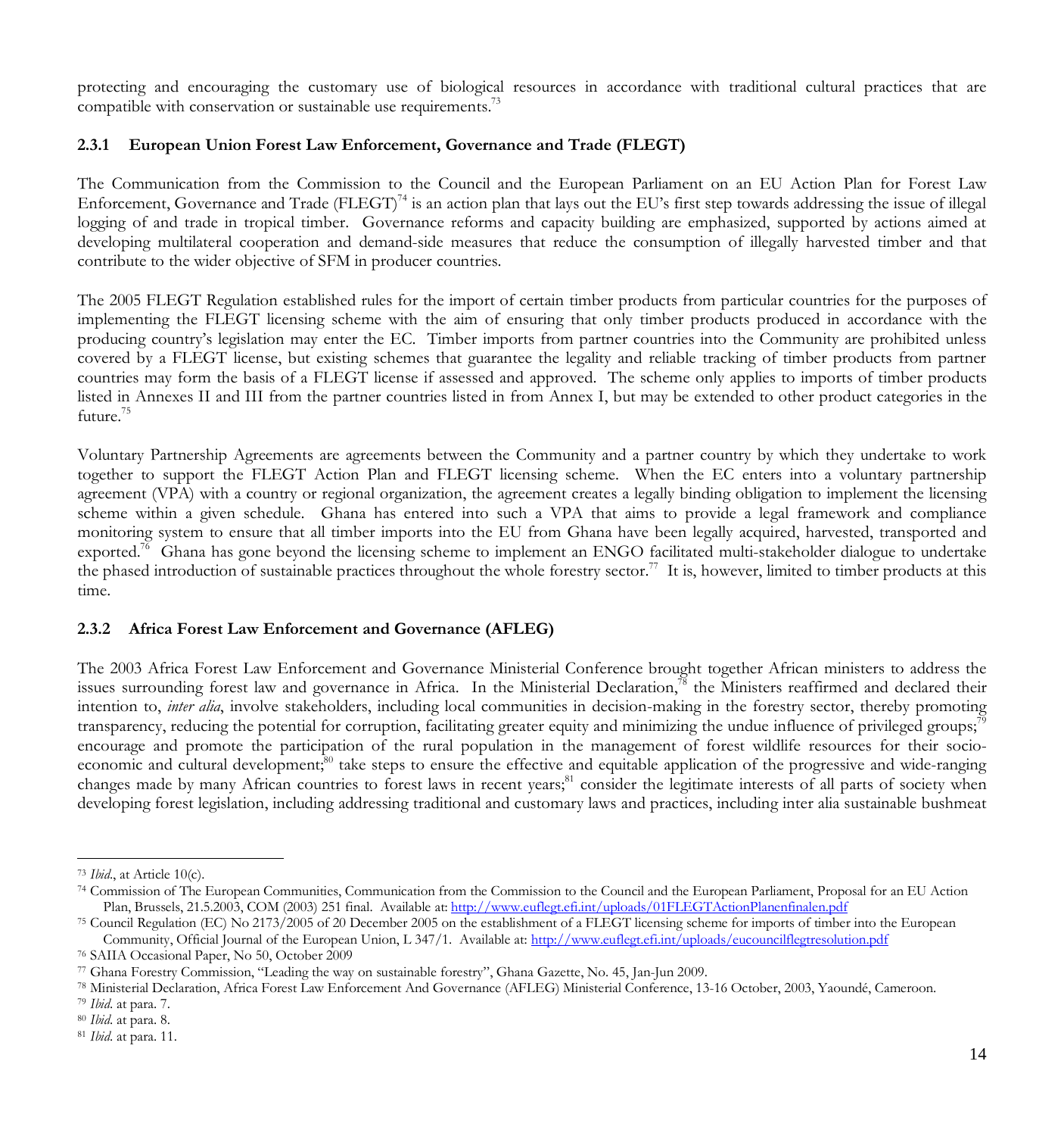protecting and encouraging the customary use of biological resources in accordance with traditional cultural practices that are compatible with conservation or sustainable use requirements.[73]

### 2.3.1 European Union Forest Law Enforcement, Governance and Trade (FLEGT)

The Communication from the Commission to the Council and the European Parliament on an EU Action Plan for Forest Law Enforcement, Governance and Trade (FLEGT)[74] is an action plan that lays out the EU's first step towards addressing the issue of illegal logging of and trade in tropical timber. Governance reforms and capacity building are emphasized, supported by actions aimed at developing multilateral cooperation and demand-side measures that reduce the consumption of illegally harvested timber and that contribute to the wider objective of SFM in producer countries.

The 2005 FLEGT Regulation established rules for the import of certain timber products from particular countries for the purposes of implementing the FLEGT licensing scheme with the aim of ensuring that only timber products produced in accordance with the producing country's legislation may enter the EC. Timber imports from partner countries into the Community are prohibited unless covered by a FLEGT license, but existing schemes that guarantee the legality and reliable tracking of timber products from partner countries may form the basis of a FLEGT license if assessed and approved. The scheme only applies to imports of timber products listed in Annexes II and III from the partner countries listed in from Annex I, but may be extended to other product categories in the future.[75]

Voluntary Partnership Agreements are agreements between the Community and a partner country by which they undertake to work together to support the FLEGT Action Plan and FLEGT licensing scheme. When the EC enters into a voluntary partnership agreement (VPA) with a country or regional organization, the agreement creates a legally binding obligation to implement the licensing scheme within a given schedule. Ghana has entered into such a VPA that aims to provide a legal framework and compliance monitoring system to ensure that all timber imports into the EU from Ghana have been legally acquired, harvested, transported and exported.[76] Ghana has gone beyond the licensing scheme to implement an ENGO facilitated multi-stakeholder dialogue to undertake the phased introduction of sustainable practices throughout the whole forestry sector.[77] It is, however, limited to timber products at this time.

### 2.3.2 Africa Forest Law Enforcement and Governance (AFLEG)

The 2003 Africa Forest Law Enforcement and Governance Ministerial Conference brought together African ministers to address the issues surrounding forest law and governance in Africa. In the Ministerial Declaration,[78] the Ministers reaffirmed and declared their intention to, *inter alia*, involve stakeholders, including local communities in decision-making in the forestry sector, thereby promoting transparency, reducing the potential for corruption, facilitating greater equity and minimizing the undue influence of privileged groups;[79] encourage and promote the participation of the rural population in the management of forest wildlife resources for their socio-economic and cultural development;[80] take steps to ensure the effective and equitable application of the progressive and wide-ranging changes made by many African countries to forest laws in recent years;[81] consider the legitimate interests of all parts of society when developing forest legislation, including addressing traditional and customary laws and practices, including inter alia sustainable bushmeat

---

[73] *Ibid*., at Article 10(c).

[74] Commission of The European Communities, Communication from the Commission to the Council and the European Parliament, Proposal for an EU Action Plan, Brussels, 21.5.2003, COM (2003) 251 final. Available at: http://www.euflegt.efi.int/uploads/01FLEGTActionPlanenfinalen.pdf

[75] Council Regulation (EC) No 2173/2005 of 20 December 2005 on the establishment of a FLEGT licensing scheme for imports of timber into the European Community, Official Journal of the European Union, L 347/1. Available at: http://www.euflegt.efi.int/uploads/eucouncilflegtresolution.pdf

[76] SAIIA Occasional Paper, No 50, October 2009

[77] Ghana Forestry Commission, "Leading the way on sustainable forestry", Ghana Gazette, No. 45, Jan-Jun 2009.

[78] Ministerial Declaration, Africa Forest Law Enforcement And Governance (AFLEG) Ministerial Conference, 13-16 October, 2003, Yaoundé, Cameroon.

[79] *Ibid*. at para. 7.

[80] *Ibid*. at para. 8.

[81] *Ibid*. at para. 11.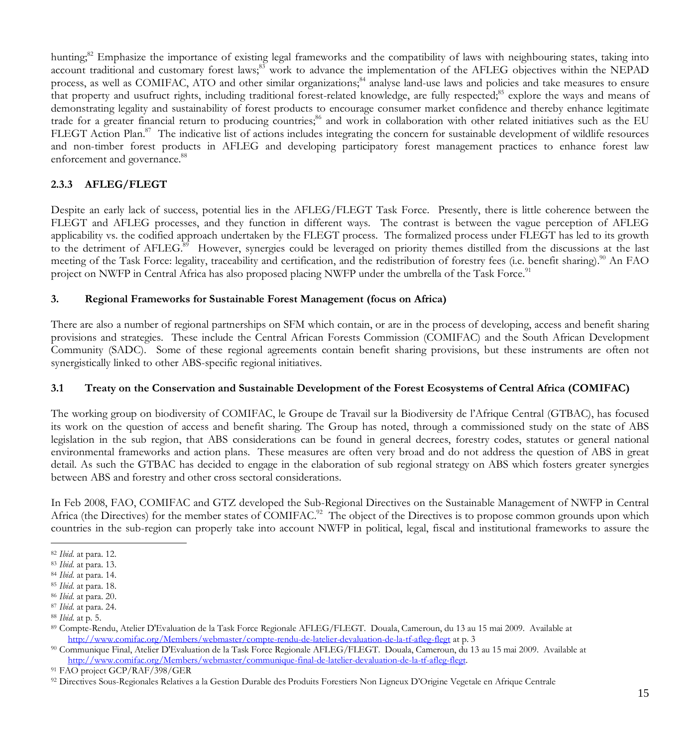hunting;[82] Emphasize the importance of existing legal frameworks and the compatibility of laws with neighbouring states, taking into account traditional and customary forest laws;[83] work to advance the implementation of the AFLEG objectives within the NEPAD process, as well as COMIFAC, ATO and other similar organizations;[84] analyse land-use laws and policies and take measures to ensure that property and usufruct rights, including traditional forest-related knowledge, are fully respected;[85] explore the ways and means of demonstrating legality and sustainability of forest products to encourage consumer market confidence and thereby enhance legitimate trade for a greater financial return to producing countries;[86] and work in collaboration with other related initiatives such as the EU FLEGT Action Plan.[87] The indicative list of actions includes integrating the concern for sustainable development of wildlife resources and non-timber forest products in AFLEG and developing participatory forest management practices to enhance forest law enforcement and governance.[88]

### 2.3.3 AFLEG/FLEGT

Despite an early lack of success, potential lies in the AFLEG/FLEGT Task Force. Presently, there is little coherence between the FLEGT and AFLEG processes, and they function in different ways. The contrast is between the vague perception of AFLEG applicability vs. the codified approach undertaken by the FLEGT process. The formalized process under FLEGT has led to its growth to the detriment of AFLEG.[89] However, synergies could be leveraged on priority themes distilled from the discussions at the last meeting of the Task Force: legality, traceability and certification, and the redistribution of forestry fees (i.e. benefit sharing).[90] An FAO project on NWFP in Central Africa has also proposed placing NWFP under the umbrella of the Task Force.[91]

## 3. Regional Frameworks for Sustainable Forest Management (focus on Africa)

There are also a number of regional partnerships on SFM which contain, or are in the process of developing, access and benefit sharing provisions and strategies. These include the Central African Forests Commission (COMIFAC) and the South African Development Community (SADC). Some of these regional agreements contain benefit sharing provisions, but these instruments are often not synergistically linked to other ABS-specific regional initiatives.

### 3.1 Treaty on the Conservation and Sustainable Development of the Forest Ecosystems of Central Africa (COMIFAC)

The working group on biodiversity of COMIFAC, le Groupe de Travail sur la Biodiversity de l'Afrique Central (GTBAC), has focused its work on the question of access and benefit sharing. The Group has noted, through a commissioned study on the state of ABS legislation in the sub region, that ABS considerations can be found in general decrees, forestry codes, statutes or general national environmental frameworks and action plans. These measures are often very broad and do not address the question of ABS in great detail. As such the GTBAC has decided to engage in the elaboration of sub regional strategy on ABS which fosters greater synergies between ABS and forestry and other cross sectoral considerations.

In Feb 2008, FAO, COMIFAC and GTZ developed the Sub-Regional Directives on the Sustainable Management of NWFP in Central Africa (the Directives) for the member states of COMIFAC.[92] The object of the Directives is to propose common grounds upon which countries in the sub-region can properly take into account NWFP in political, legal, fiscal and institutional frameworks to assure the

---

[82] *Ibid*. at para. 12.
[83] *Ibid*. at para. 13.
[84] *Ibid*. at para. 14.
[85] *Ibid*. at para. 18.
[86] *Ibid*. at para. 20.
[87] *Ibid*. at para. 24.
[88] *Ibid*. at p. 5.
[89] Compte-Rendu, Atelier D'Evaluation de la Task Force Regionale AFLEG/FLEGT. Douala, Cameroun, du 13 au 15 mai 2009. Available at http://www.comifac.org/Members/webmaster/compte-rendu-de-latelier-devaluation-de-la-tf-afleg-flegt at p. 3
[90] Communique Final, Atelier D'Evaluation de la Task Force Regionale AFLEG/FLEGT. Douala, Cameroun, du 13 au 15 mai 2009. Available at http://www.comifac.org/Members/webmaster/communique-final-de-latelier-devaluation-de-la-tf-afleg-flegt.
[91] FAO project GCP/RAF/398/GER
[92] Directives Sous-Regionales Relatives a la Gestion Durable des Produits Forestiers Non Ligneux D'Origine Vegetale en Afrique Centrale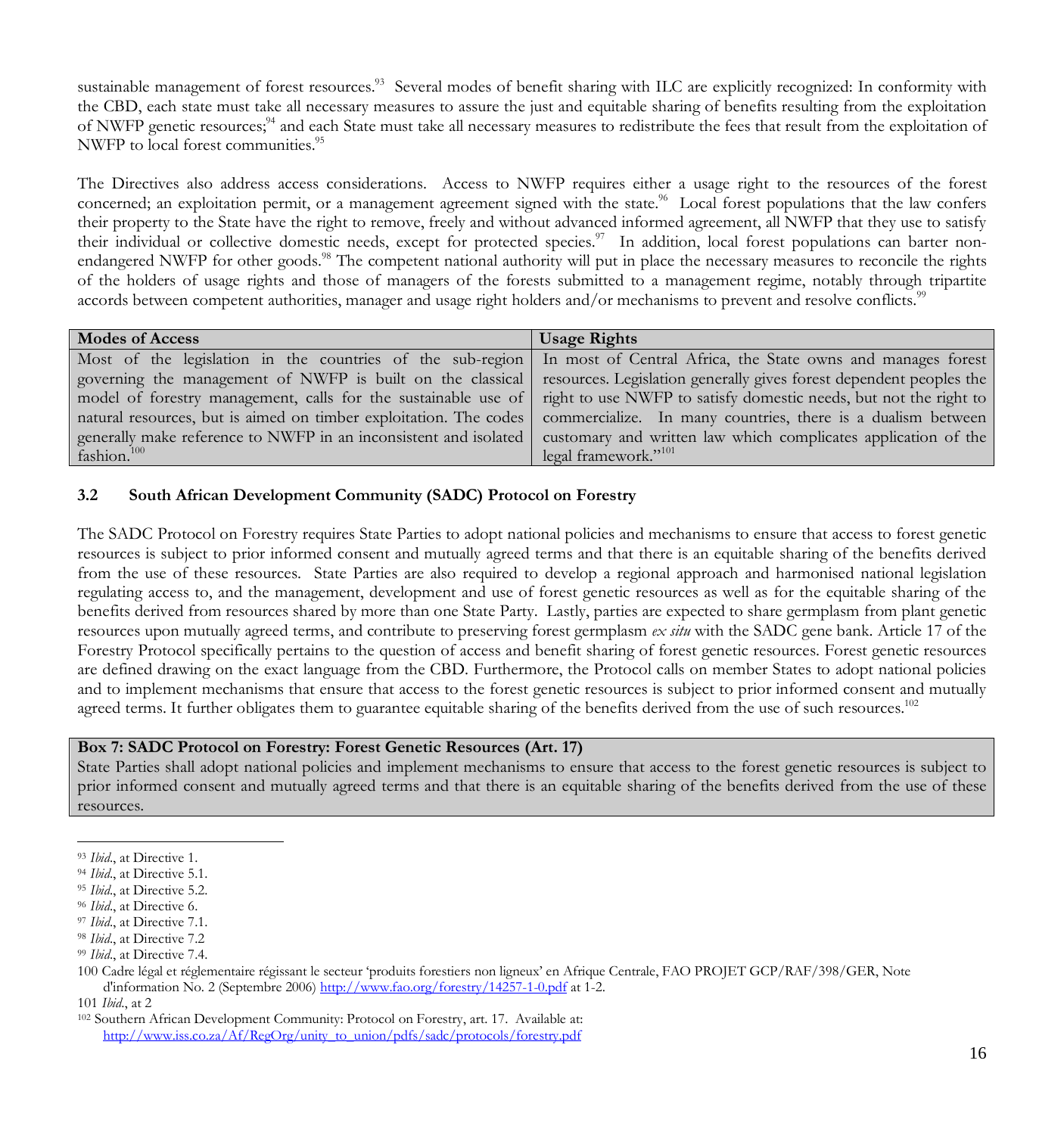sustainable management of forest resources.[93] Several modes of benefit sharing with ILC are explicitly recognized: In conformity with the CBD, each state must take all necessary measures to assure the just and equitable sharing of benefits resulting from the exploitation of NWFP genetic resources;[94] and each State must take all necessary measures to redistribute the fees that result from the exploitation of NWFP to local forest communities.[95]

The Directives also address access considerations. Access to NWFP requires either a usage right to the resources of the forest concerned; an exploitation permit, or a management agreement signed with the state.[96] Local forest populations that the law confers their property to the State have the right to remove, freely and without advanced informed agreement, all NWFP that they use to satisfy their individual or collective domestic needs, except for protected species.[97] In addition, local forest populations can barter non-endangered NWFP for other goods.[98] The competent national authority will put in place the necessary measures to reconcile the rights of the holders of usage rights and those of managers of the forests submitted to a management regime, notably through tripartite accords between competent authorities, manager and usage right holders and/or mechanisms to prevent and resolve conflicts.[99]

| Modes of Access | Usage Rights |
|---|---|
| Most of the legislation in the countries of the sub-region governing the management of NWFP is built on the classical model of forestry management, calls for the sustainable use of natural resources, but is aimed on timber exploitation. The codes generally make reference to NWFP in an inconsistent and isolated fashion.[100] | In most of Central Africa, the State owns and manages forest resources. Legislation generally gives forest dependent peoples the right to use NWFP to satisfy domestic needs, but not the right to commercialize. In many countries, there is a dualism between customary and written law which complicates application of the legal framework."[101] |

### 3.2 South African Development Community (SADC) Protocol on Forestry

The SADC Protocol on Forestry requires State Parties to adopt national policies and mechanisms to ensure that access to forest genetic resources is subject to prior informed consent and mutually agreed terms and that there is an equitable sharing of the benefits derived from the use of these resources. State Parties are also required to develop a regional approach and harmonised national legislation regulating access to, and the management, development and use of forest genetic resources as well as for the equitable sharing of the benefits derived from resources shared by more than one State Party. Lastly, parties are expected to share germplasm from plant genetic resources upon mutually agreed terms, and contribute to preserving forest germplasm *ex situ* with the SADC gene bank. Article 17 of the Forestry Protocol specifically pertains to the question of access and benefit sharing of forest genetic resources. Forest genetic resources are defined drawing on the exact language from the CBD. Furthermore, the Protocol calls on member States to adopt national policies and to implement mechanisms that ensure that access to the forest genetic resources is subject to prior informed consent and mutually agreed terms. It further obligates them to guarantee equitable sharing of the benefits derived from the use of such resources.[102]

**Box 7: SADC Protocol on Forestry: Forest Genetic Resources (Art. 17)**

State Parties shall adopt national policies and implement mechanisms to ensure that access to the forest genetic resources is subject to prior informed consent and mutually agreed terms and that there is an equitable sharing of the benefits derived from the use of these resources.

---

93 *Ibid.*, at Directive 1.
94 *Ibid.*, at Directive 5.1.
95 *Ibid.*, at Directive 5.2.
96 *Ibid.*, at Directive 6.
97 *Ibid.*, at Directive 7.1.
98 *Ibid.*, at Directive 7.2
99 *Ibid.*, at Directive 7.4.
100 Cadre légal et réglementaire régissant le secteur 'produits forestiers non ligneux' en Afrique Centrale, FAO PROJET GCP/RAF/398/GER, Note d'information No. 2 (Septembre 2006) http://www.fao.org/forestry/14257-1-0.pdf at 1-2.
101 *Ibid.*, at 2
102 Southern African Development Community: Protocol on Forestry, art. 17. Available at: http://www.iss.co.za/Af/RegOrg/unity_to_union/pdfs/sadc/protocols/forestry.pdf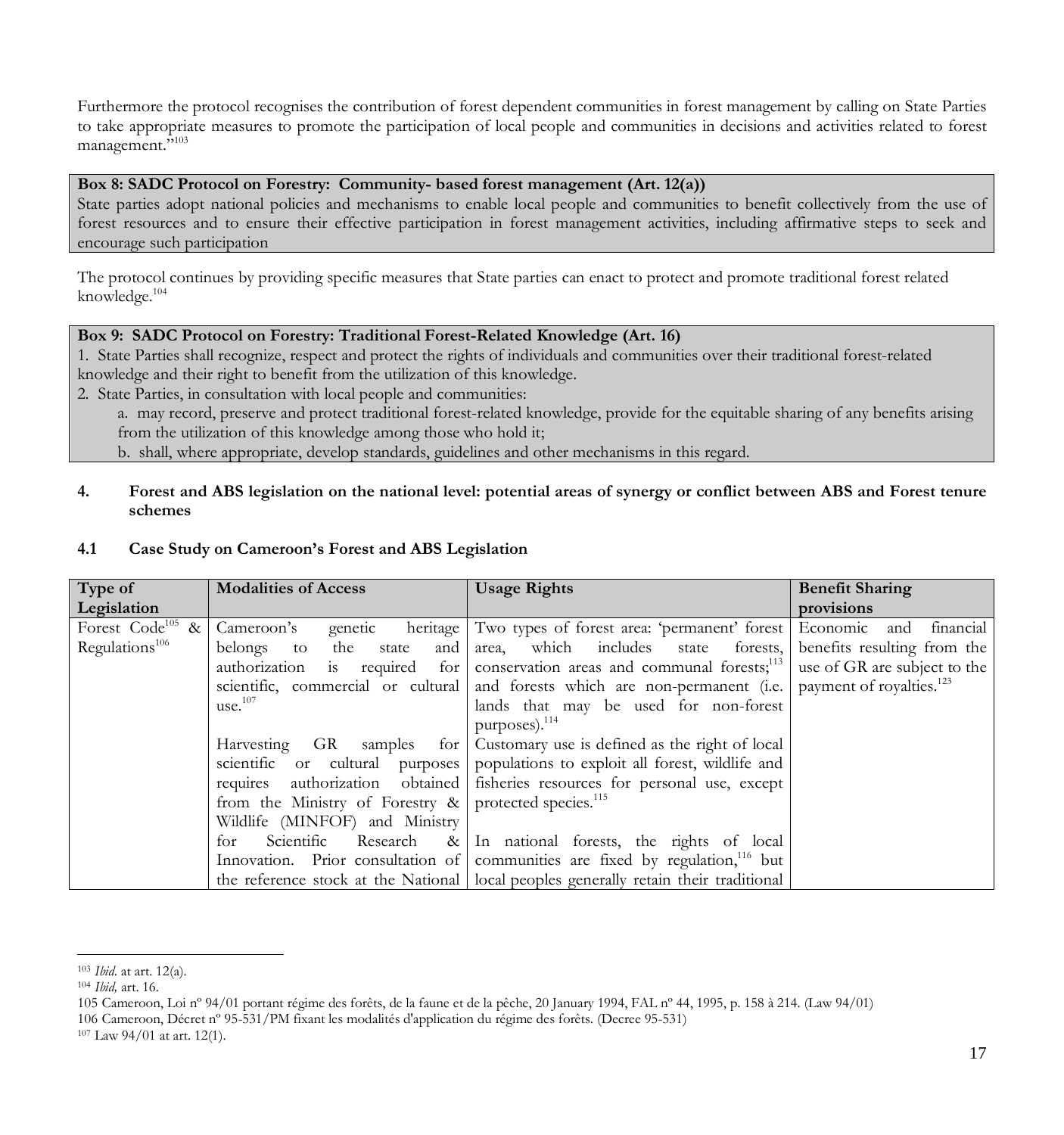Furthermore the protocol recognises the contribution of forest dependent communities in forest management by calling on State Parties to take appropriate measures to promote the participation of local people and communities in decisions and activities related to forest management."[103]

**Box 8: SADC Protocol on Forestry: Community- based forest management (Art. 12(a))**

State parties adopt national policies and mechanisms to enable local people and communities to benefit collectively from the use of forest resources and to ensure their effective participation in forest management activities, including affirmative steps to seek and encourage such participation

The protocol continues by providing specific measures that State parties can enact to protect and promote traditional forest related knowledge.[104]

**Box 9: SADC Protocol on Forestry: Traditional Forest-Related Knowledge (Art. 16)**

1. State Parties shall recognize, respect and protect the rights of individuals and communities over their traditional forest-related knowledge and their right to benefit from the utilization of this knowledge.
2. State Parties, in consultation with local people and communities:
   a. may record, preserve and protect traditional forest-related knowledge, provide for the equitable sharing of any benefits arising from the utilization of this knowledge among those who hold it;
   b. shall, where appropriate, develop standards, guidelines and other mechanisms in this regard.

## 4. Forest and ABS legislation on the national level: potential areas of synergy or conflict between ABS and Forest tenure schemes

### 4.1 Case Study on Cameroon's Forest and ABS Legislation

| Type of Legislation | Modalities of Access | Usage Rights | Benefit Sharing provisions |
| --- | --- | --- | --- |
| Forest Code[105] & Regulations[106] | Cameroon's genetic heritage belongs to the state and authorization is required for scientific, commercial or cultural use.[107]<br><br>Harvesting GR samples for scientific or cultural purposes requires authorization obtained from the Ministry of Forestry & Wildlife (MINFOF) and Ministry for Scientific Research & Innovation. Prior consultation of the reference stock at the National | Two types of forest area: 'permanent' forest area, which includes state forests, conservation areas and communal forests;[113] and forests which are non-permanent (i.e. lands that may be used for non-forest purposes).[114]<br><br>Customary use is defined as the right of local populations to exploit all forest, wildlife and fisheries resources for personal use, except protected species.[115]<br><br>In national forests, the rights of local communities are fixed by regulation,[116] but local peoples generally retain their traditional | Economic and financial benefits resulting from the use of GR are subject to the payment of royalties.[123] |

---

[103] *Ibid*. at art. 12(a).

[104] *Ibid,* art. 16.

105 Cameroon, Loi nº 94/01 portant régime des forêts, de la faune et de la pêche, 20 January 1994, FAL nº 44, 1995, p. 158 à 214. (Law 94/01)

106 Cameroon, Décret nº 95-531/PM fixant les modalités d'application du régime des forêts. (Decree 95-531)

[107] Law 94/01 at art. 12(1).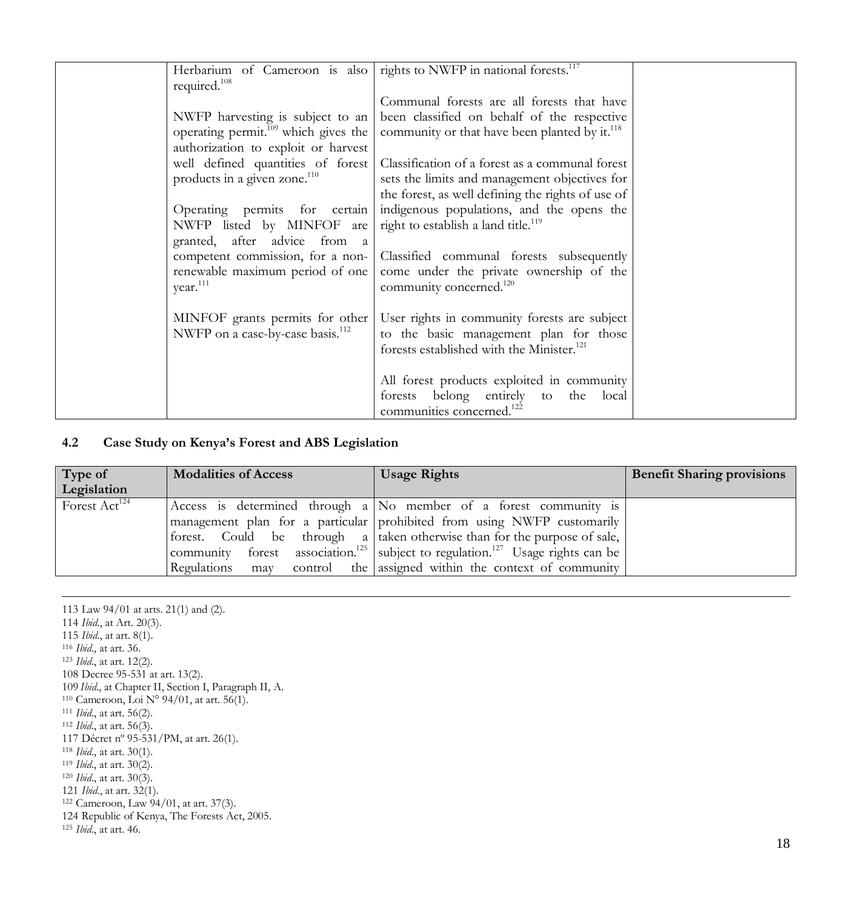| | Herbarium of Cameroon is also required.[108]<br><br>NWFP harvesting is subject to an operating permit.[109] which gives the authorization to exploit or harvest well defined quantities of forest products in a given zone.[110]<br><br>Operating permits for certain NWFP listed by MINFOF are granted, after advice from a competent commission, for a non-renewable maximum period of one year.[111]<br><br>MINFOF grants permits for other NWFP on a case-by-case basis.[112] | rights to NWFP in national forests.[117]<br><br>Communal forests are all forests that have been classified on behalf of the respective community or that have been planted by it.[118]<br><br>Classification of a forest as a communal forest sets the limits and management objectives for the forest, as well defining the rights of use of indigenous populations, and the opens the right to establish a land title.[119]<br><br>Classified communal forests subsequently come under the private ownership of the community concerned.[120]<br><br>User rights in community forests are subject to the basic management plan for those forests established with the Minister.[121]<br><br>All forest products exploited in community forests belong entirely to the local communities concerned.[122] | |
|---|---|---|---|

### 4.2 Case Study on Kenya's Forest and ABS Legislation

| Type of Legislation | Modalities of Access | Usage Rights | Benefit Sharing provisions |
|---|---|---|---|
| Forest Act[124] | Access is determined through a management plan for a particular forest. Could be through a community forest association.[125] Regulations may control the | No member of a forest community is prohibited from using NWFP customarily taken otherwise than for the purpose of sale, subject to regulation.[127] Usage rights can be assigned within the context of community | |

113 Law 94/01 at arts. 21(1) and (2).
114 *Ibid.*, at Art. 20(3).
115 *Ibid.*, at art. 8(1).
116 *Ibid.*, at art. 36.
123 *Ibid.*, at art. 12(2).
108 Decree 95-531 at art. 13(2).
109 *Ibid.*, at Chapter II, Section I, Paragraph II, A.
110 Cameroon, Loi N° 94/01, at art. 56(1).
111 *Ibid.*, at art. 56(2).
112 *Ibid.*, at art. 56(3).
117 Décret nº 95-531/PM, at art. 26(1).
118 *Ibid.*, at art. 30(1).
119 *Ibid.*, at art. 30(2).
120 *Ibid.*, at art. 30(3).
121 *Ibid.*, at art. 32(1).
122 Cameroon, Law 94/01, at art. 37(3).
124 Republic of Kenya, The Forests Act, 2005.
125 *Ibid.*, at art. 46.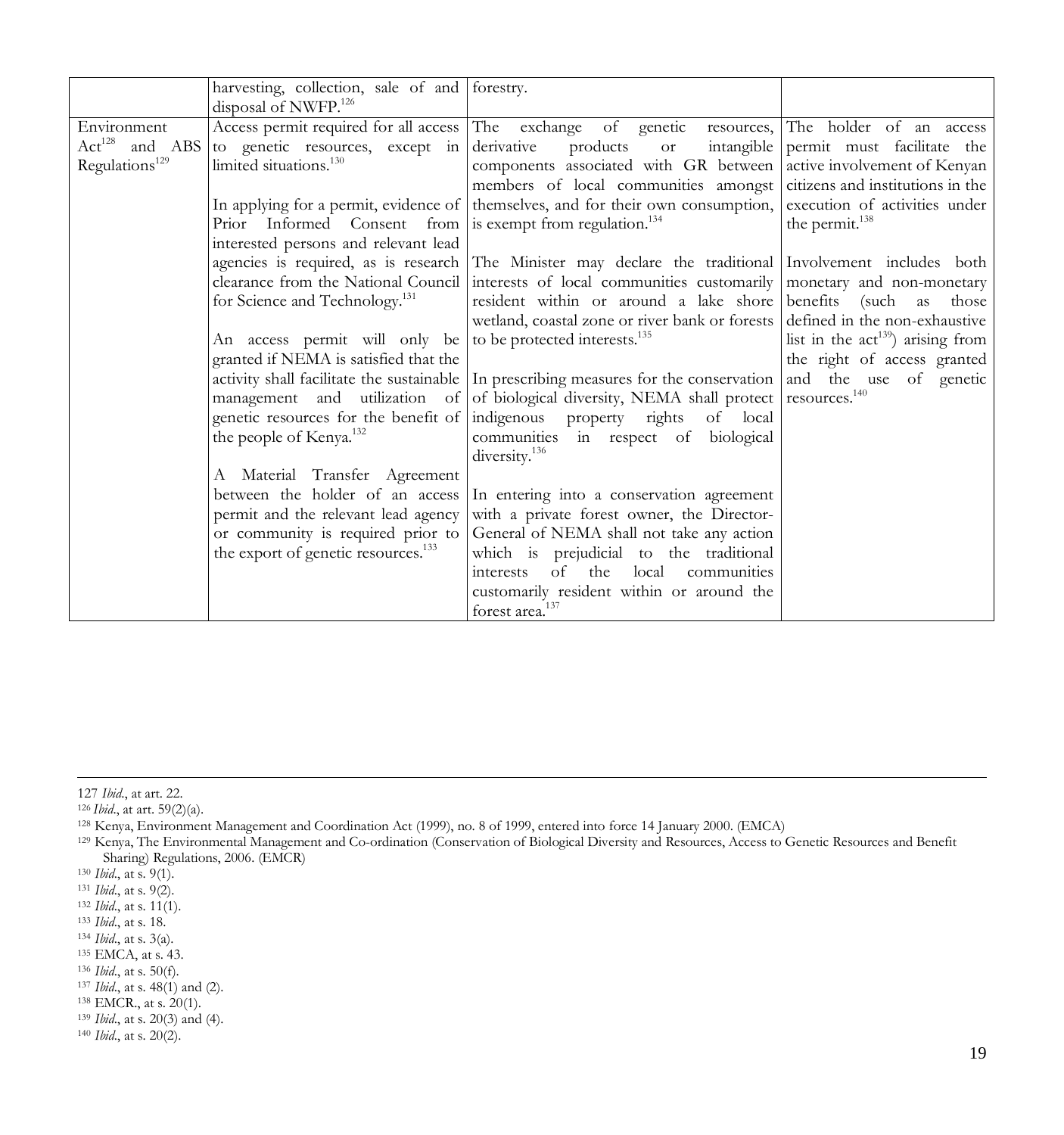| | | | |
|---|---|---|---|
| | harvesting, collection, sale of and disposal of NWFP.[126] | forestry. | |
| Environment Act[128] and ABS Regulations[129] | Access permit required for all access to genetic resources, except in limited situations.[130]<br><br>In applying for a permit, evidence of Prior Informed Consent from interested persons and relevant lead agencies is required, as is research clearance from the National Council for Science and Technology.[131]<br><br>An access permit will only be granted if NEMA is satisfied that the activity shall facilitate the sustainable management and utilization of genetic resources for the benefit of the people of Kenya.[132]<br><br>A Material Transfer Agreement between the holder of an access permit and the relevant lead agency or community is required prior to the export of genetic resources.[133] | The exchange of genetic resources, derivative products or intangible components associated with GR between members of local communities amongst themselves, and for their own consumption, is exempt from regulation.[134]<br><br>The Minister may declare the traditional interests of local communities customarily resident within or around a lake shore wetland, coastal zone or river bank or forests to be protected interests.[135]<br><br>In prescribing measures for the conservation of biological diversity, NEMA shall protect indigenous property rights of local communities in respect of biological diversity.[136]<br><br>In entering into a conservation agreement with a private forest owner, the Director-General of NEMA shall not take any action which is prejudicial to the traditional interests of the local communities customarily resident within or around the forest area.[137] | The holder of an access permit must facilitate the active involvement of Kenyan citizens and institutions in the execution of activities under the permit.[138]<br><br>Involvement includes both monetary and non-monetary benefits (such as those defined in the non-exhaustive list in the act[139]) arising from the right of access granted and the use of genetic resources.[140] |

127 *Ibid*., at art. 22.
126 *Ibid*., at art. 59(2)(a).
128 Kenya, Environment Management and Coordination Act (1999), no. 8 of 1999, entered into force 14 January 2000. (EMCA)
129 Kenya, The Environmental Management and Co-ordination (Conservation of Biological Diversity and Resources, Access to Genetic Resources and Benefit Sharing) Regulations, 2006. (EMCR)
130 *Ibid*., at s. 9(1).
131 *Ibid*., at s. 9(2).
132 *Ibid*., at s. 11(1).
133 *Ibid*., at s. 18.
134 *Ibid*., at s. 3(a).
135 EMCA, at s. 43.
136 *Ibid*., at s. 50(f).
137 *Ibid*., at s. 48(1) and (2).
138 EMCR., at s. 20(1).
139 *Ibid*., at s. 20(3) and (4).
140 *Ibid*., at s. 20(2).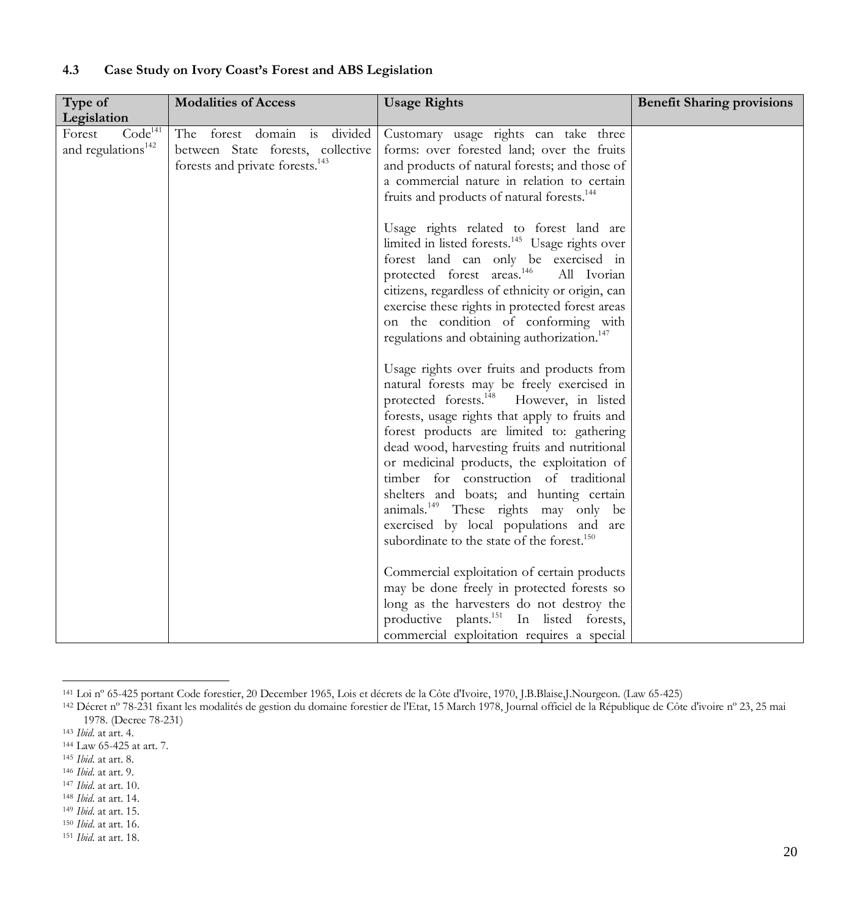### 4.3 Case Study on Ivory Coast's Forest and ABS Legislation

| Type of Legislation | Modalities of Access | Usage Rights | Benefit Sharing provisions |
|---|---|---|---|
| Forest Code[141] and regulations[142] | The forest domain is divided between State forests, collective forests and private forests.[143] | Customary usage rights can take three forms: over forested land; over the fruits and products of natural forests; and those of a commercial nature in relation to certain fruits and products of natural forests.[144]<br><br>Usage rights related to forest land are limited in listed forests.[145] Usage rights over forest land can only be exercised in protected forest areas.[146] All Ivorian citizens, regardless of ethnicity or origin, can exercise these rights in protected forest areas on the condition of conforming with regulations and obtaining authorization.[147]<br><br>Usage rights over fruits and products from natural forests may be freely exercised in protected forests.[148] However, in listed forests, usage rights that apply to fruits and forest products are limited to: gathering dead wood, harvesting fruits and nutritional or medicinal products, the exploitation of timber for construction of traditional shelters and boats; and hunting certain animals.[149] These rights may only be exercised by local populations and are subordinate to the state of the forest.[150]<br><br>Commercial exploitation of certain products may be done freely in protected forests so long as the harvesters do not destroy the productive plants.[151] In listed forests, commercial exploitation requires a special | |

141 Loi nº 65-425 portant Code forestier, 20 December 1965, Lois et décrets de la Côte d'Ivoire, 1970, J.B.Blaise,J.Nourgeon. (Law 65-425)

142 Décret nº 78-231 fixant les modalités de gestion du domaine forestier de l'Etat, 15 March 1978, Journal officiel de la République de Côte d'ivoire nº 23, 25 mai 1978. (Decree 78-231)

143 *Ibid.* at art. 4.

144 Law 65-425 at art. 7.

145 *Ibid.* at art. 8.

146 *Ibid.* at art. 9.

147 *Ibid.* at art. 10.

148 *Ibid.* at art. 14.

149 *Ibid.* at art. 15.

150 *Ibid.* at art. 16.

151 *Ibid.* at art. 18.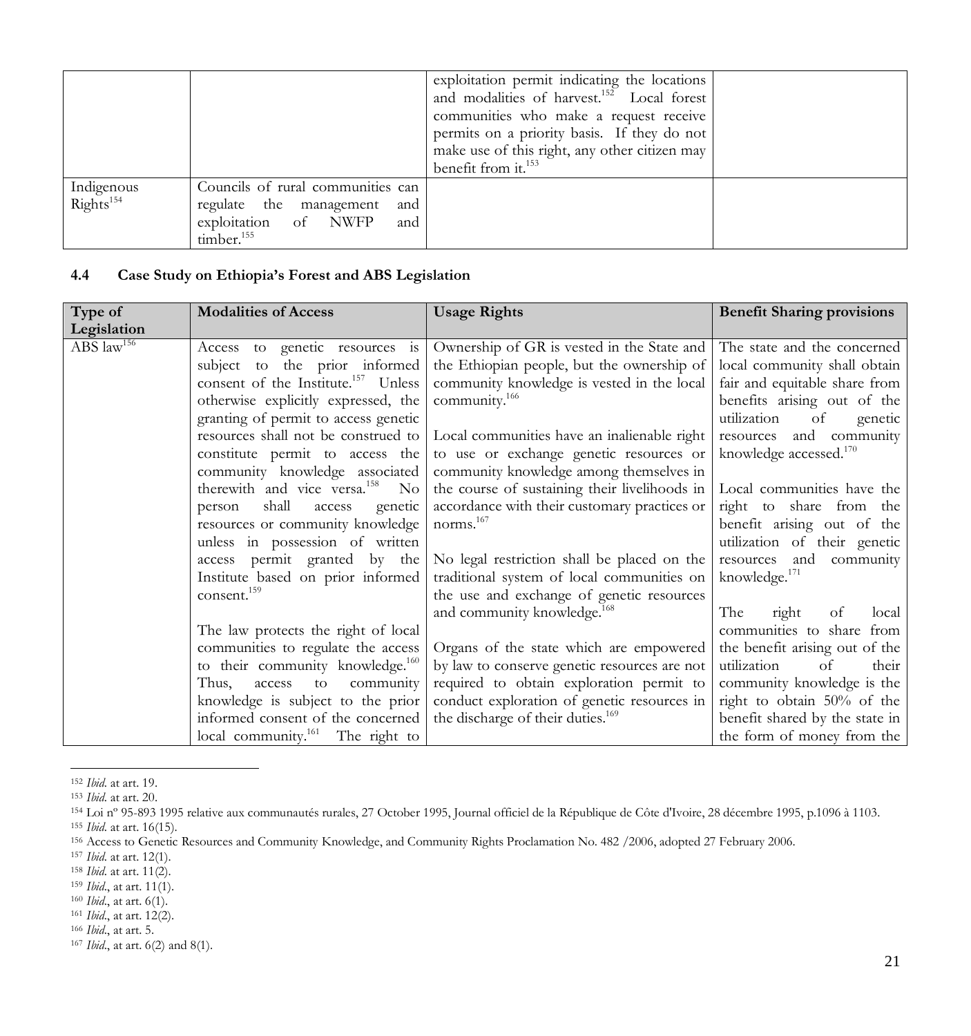| | | exploitation permit indicating the locations and modalities of harvest.[152] Local forest communities who make a request receive permits on a priority basis. If they do not make use of this right, any other citizen may benefit from it.[153] | |
|---|---|---|---|
| Indigenous Rights[154] | Councils of rural communities can regulate the management and exploitation of NWFP and timber.[155] | | |

### 4.4 Case Study on Ethiopia's Forest and ABS Legislation

| Type of Legislation | Modalities of Access | Usage Rights | Benefit Sharing provisions |
|---|---|---|---|
| ABS law[156] | Access to genetic resources is subject to the prior informed consent of the Institute.[157] Unless otherwise explicitly expressed, the granting of permit to access genetic resources shall not be construed to constitute permit to access the community knowledge associated therewith and vice versa.[158] No person shall access genetic resources or community knowledge unless in possession of written access permit granted by the Institute based on prior informed consent.[159]<br><br>The law protects the right of local communities to regulate the access to their community knowledge.[160] Thus, access to community knowledge is subject to the prior informed consent of the concerned local community.[161] The right to | Ownership of GR is vested in the State and the Ethiopian people, but the ownership of community knowledge is vested in the local community.[166]<br><br>Local communities have an inalienable right to use or exchange genetic resources or community knowledge among themselves in the course of sustaining their livelihoods in accordance with their customary practices or norms.[167]<br><br>No legal restriction shall be placed on the traditional system of local communities on the use and exchange of genetic resources and community knowledge.[168]<br><br>Organs of the state which are empowered by law to conserve genetic resources are not required to obtain exploration permit to conduct exploration of genetic resources in the discharge of their duties.[169] | The state and the concerned local community shall obtain fair and equitable share from benefits arising out of the utilization of genetic resources and community knowledge accessed.[170]<br><br>Local communities have the right to share from the benefit arising out of the utilization of their genetic resources and community knowledge.[171]<br><br>The right of local communities to share from the benefit arising out of the utilization of their community knowledge is the right to obtain 50% of the benefit shared by the state in the form of money from the |

---

152 *Ibid.* at art. 19.
153 *Ibid.* at art. 20.
154 Loi nº 95-893 1995 relative aux communautés rurales, 27 October 1995, Journal officiel de la République de Côte d'Ivoire, 28 décembre 1995, p.1096 à 1103.
155 *Ibid.* at art. 16(15).
156 Access to Genetic Resources and Community Knowledge, and Community Rights Proclamation No. 482 /2006, adopted 27 February 2006.
157 *Ibid.* at art. 12(1).
158 *Ibid.* at art. 11(2).
159 *Ibid.*, at art. 11(1).
160 *Ibid.*, at art. 6(1).
161 *Ibid.*, at art. 12(2).
166 *Ibid.*, at art. 5.
167 *Ibid.*, at art. 6(2) and 8(1).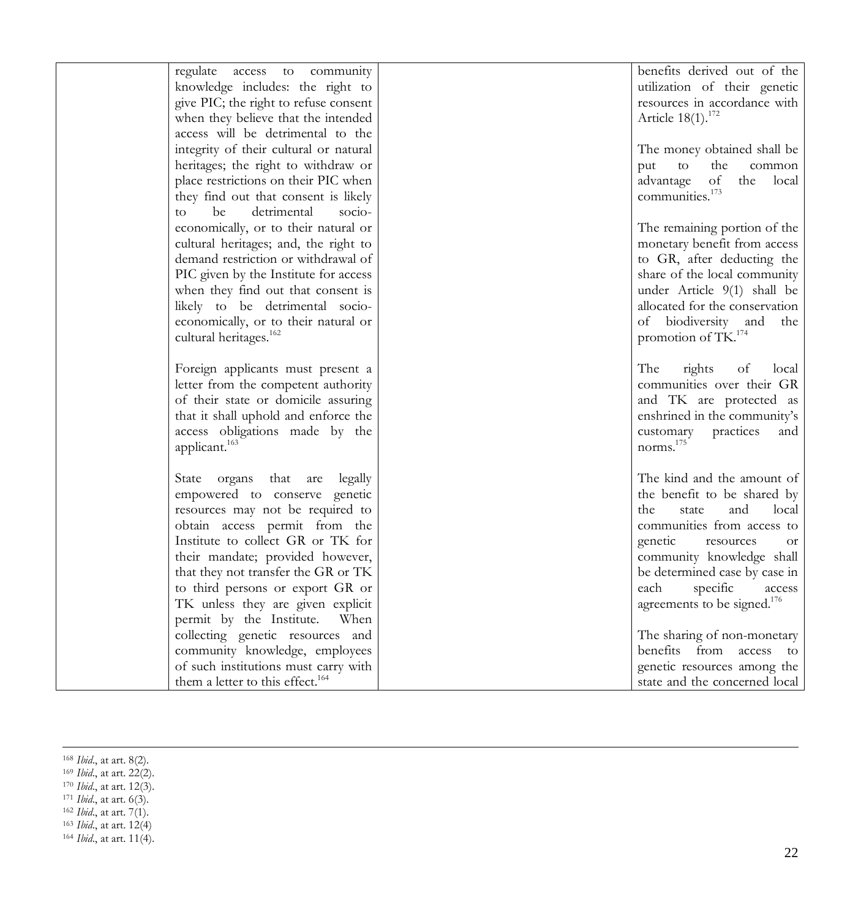| | | | |
|---|---|---|---|
| | regulate access to community knowledge includes: the right to give PIC; the right to refuse consent when they believe that the intended access will be detrimental to the integrity of their cultural or natural heritages; the right to withdraw or place restrictions on their PIC when they find out that consent is likely to be detrimental socio-economically, or to their natural or cultural heritages; and, the right to demand restriction or withdrawal of PIC given by the Institute for access when they find out that consent is likely to be detrimental socio-economically, or to their natural or cultural heritages.[162]<br><br>Foreign applicants must present a letter from the competent authority of their state or domicile assuring that it shall uphold and enforce the access obligations made by the applicant.[163]<br><br>State organs that are legally empowered to conserve genetic resources may not be required to obtain access permit from the Institute to collect GR or TK for their mandate; provided however, that they not transfer the GR or TK to third persons or export GR or TK unless they are given explicit permit by the Institute. When collecting genetic resources and community knowledge, employees of such institutions must carry with them a letter to this effect.[164] | | benefits derived out of the utilization of their genetic resources in accordance with Article 18(1).[172]<br><br>The money obtained shall be put to the common advantage of the local communities.[173]<br><br>The remaining portion of the monetary benefit from access to GR, after deducting the share of the local community under Article 9(1) shall be allocated for the conservation of biodiversity and the promotion of TK.[174]<br><br>The rights of local communities over their GR and TK are protected as enshrined in the community's customary practices and norms.[175]<br><br>The kind and the amount of the benefit to be shared by the state and local communities from access to genetic resources or community knowledge shall be determined case by case in each specific access agreements to be signed.[176]<br><br>The sharing of non-monetary benefits from access to genetic resources among the state and the concerned local |

---

[168] *Ibid*., at art. 8(2).
[169] *Ibid*., at art. 22(2).
[170] *Ibid*., at art. 12(3).
[171] *Ibid*., at art. 6(3).
[162] *Ibid*., at art. 7(1).
[163] *Ibid*., at art. 12(4)
[164] *Ibid*., at art. 11(4).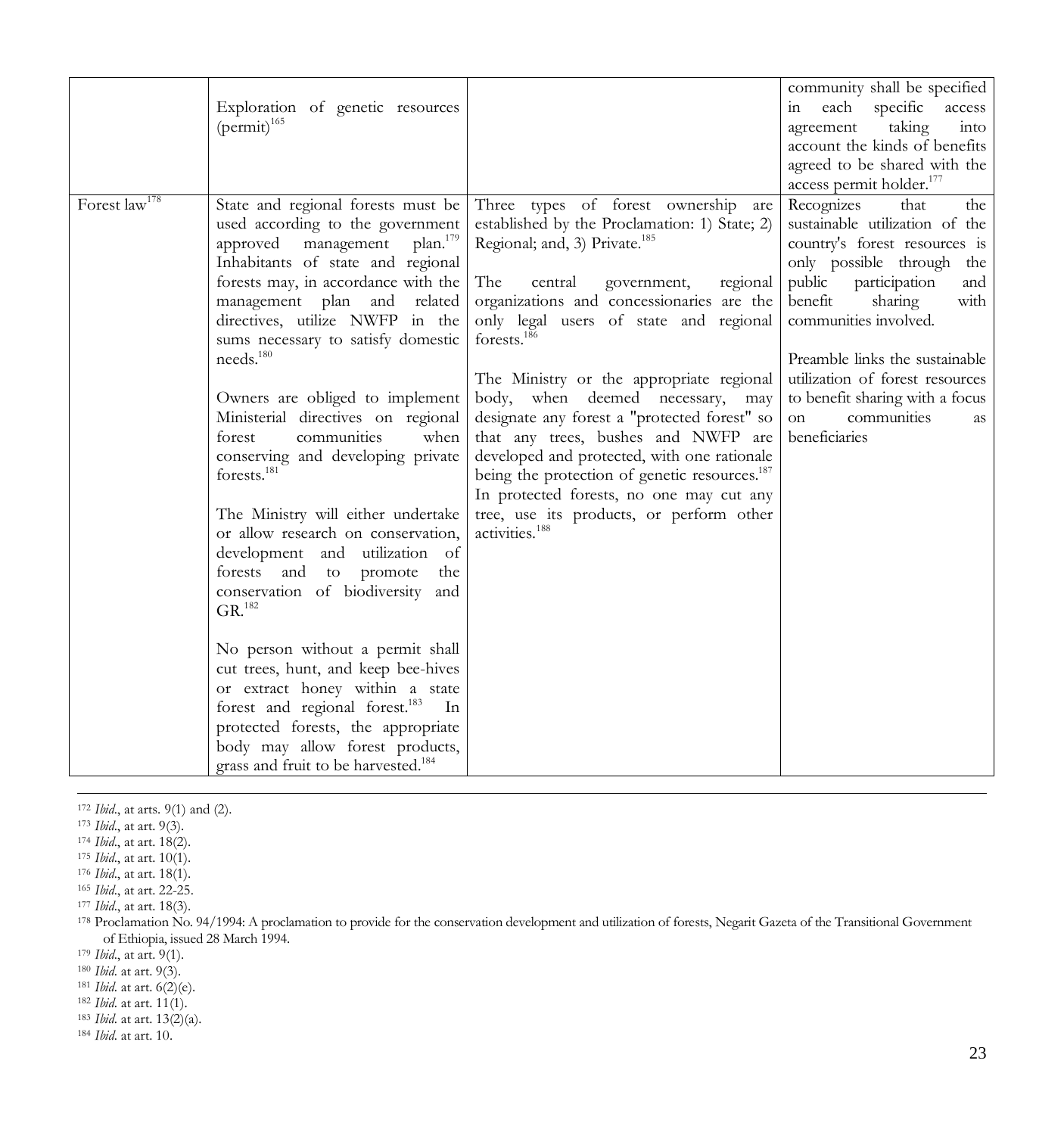| | | | |
|---|---|---|---|
| | Exploration of genetic resources (permit)[165] | | community shall be specified in each specific access agreement taking into account the kinds of benefits agreed to be shared with the access permit holder.[177] |
| Forest law[178] | State and regional forests must be used according to the government approved management plan.[179] Inhabitants of state and regional forests may, in accordance with the management plan and related directives, utilize NWFP in the sums necessary to satisfy domestic needs.[180]<br><br>Owners are obliged to implement Ministerial directives on regional forest communities when conserving and developing private forests.[181]<br><br>The Ministry will either undertake or allow research on conservation, development and utilization of forests and to promote the conservation of biodiversity and GR.[182]<br><br>No person without a permit shall cut trees, hunt, and keep bee-hives or extract honey within a state forest and regional forest.[183] In protected forests, the appropriate body may allow forest products, grass and fruit to be harvested.[184] | Three types of forest ownership are established by the Proclamation: 1) State; 2) Regional; and, 3) Private.[185]<br><br>The central government, regional organizations and concessionaries are the only legal users of state and regional forests.[186]<br><br>The Ministry or the appropriate regional body, when deemed necessary, may designate any forest a "protected forest" so that any trees, bushes and NWFP are developed and protected, with one rationale being the protection of genetic resources.[187] In protected forests, no one may cut any tree, use its products, or perform other activities.[188] | Recognizes that the sustainable utilization of the country's forest resources is only possible through the public participation and benefit sharing with communities involved.<br><br>Preamble links the sustainable utilization of forest resources to benefit sharing with a focus on communities as beneficiaries |

---

172 *Ibid*., at arts. 9(1) and (2).
173 *Ibid*., at art. 9(3).
174 *Ibid*., at art. 18(2).
175 *Ibid*., at art. 10(1).
176 *Ibid*., at art. 18(1).
165 *Ibid*., at art. 22-25.
177 *Ibid*., at art. 18(3).
178 Proclamation No. 94/1994: A proclamation to provide for the conservation development and utilization of forests, Negarit Gazeta of the Transitional Government of Ethiopia, issued 28 March 1994.
179 *Ibid*., at art. 9(1).
180 *Ibid*. at art. 9(3).
181 *Ibid*. at art. 6(2)(e).
182 *Ibid*. at art. 11(1).
183 *Ibid*. at art. 13(2)(a).
184 *Ibid*. at art. 10.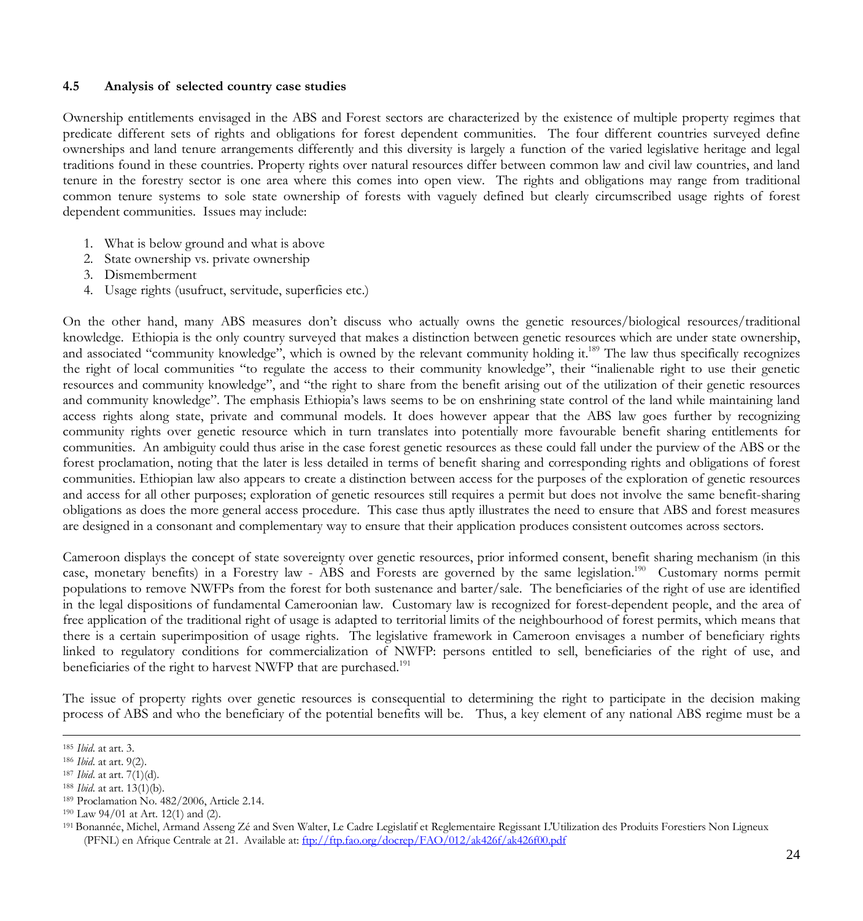### 4.5 Analysis of selected country case studies

Ownership entitlements envisaged in the ABS and Forest sectors are characterized by the existence of multiple property regimes that predicate different sets of rights and obligations for forest dependent communities. The four different countries surveyed define ownerships and land tenure arrangements differently and this diversity is largely a function of the varied legislative heritage and legal traditions found in these countries. Property rights over natural resources differ between common law and civil law countries, and land tenure in the forestry sector is one area where this comes into open view. The rights and obligations may range from traditional common tenure systems to sole state ownership of forests with vaguely defined but clearly circumscribed usage rights of forest dependent communities. Issues may include:

1. What is below ground and what is above
2. State ownership vs. private ownership
3. Dismemberment
4. Usage rights (usufruct, servitude, superficies etc.)

On the other hand, many ABS measures don't discuss who actually owns the genetic resources/biological resources/traditional knowledge. Ethiopia is the only country surveyed that makes a distinction between genetic resources which are under state ownership, and associated "community knowledge", which is owned by the relevant community holding it.[189] The law thus specifically recognizes the right of local communities "to regulate the access to their community knowledge", their "inalienable right to use their genetic resources and community knowledge", and "the right to share from the benefit arising out of the utilization of their genetic resources and community knowledge". The emphasis Ethiopia's laws seems to be on enshrining state control of the land while maintaining land access rights along state, private and communal models. It does however appear that the ABS law goes further by recognizing community rights over genetic resource which in turn translates into potentially more favourable benefit sharing entitlements for communities. An ambiguity could thus arise in the case forest genetic resources as these could fall under the purview of the ABS or the forest proclamation, noting that the later is less detailed in terms of benefit sharing and corresponding rights and obligations of forest communities. Ethiopian law also appears to create a distinction between access for the purposes of the exploration of genetic resources and access for all other purposes; exploration of genetic resources still requires a permit but does not involve the same benefit-sharing obligations as does the more general access procedure. This case thus aptly illustrates the need to ensure that ABS and forest measures are designed in a consonant and complementary way to ensure that their application produces consistent outcomes across sectors.

Cameroon displays the concept of state sovereignty over genetic resources, prior informed consent, benefit sharing mechanism (in this case, monetary benefits) in a Forestry law - ABS and Forests are governed by the same legislation.[190] Customary norms permit populations to remove NWFPs from the forest for both sustenance and barter/sale. The beneficiaries of the right of use are identified in the legal dispositions of fundamental Cameroonian law. Customary law is recognized for forest-dependent people, and the area of free application of the traditional right of usage is adapted to territorial limits of the neighbourhood of forest permits, which means that there is a certain superimposition of usage rights. The legislative framework in Cameroon envisages a number of beneficiary rights linked to regulatory conditions for commercialization of NWFP: persons entitled to sell, beneficiaries of the right of use, and beneficiaries of the right to harvest NWFP that are purchased.[191]

The issue of property rights over genetic resources is consequential to determining the right to participate in the decision making process of ABS and who the beneficiary of the potential benefits will be. Thus, a key element of any national ABS regime must be a

---

[185] *Ibid*. at art. 3.
[186] *Ibid*. at art. 9(2).
[187] *Ibid*. at art. 7(1)(d).
[188] *Ibid*. at art. 13(1)(b).
[189] Proclamation No. 482/2006, Article 2.14.
[190] Law 94/01 at Art. 12(1) and (2).
[191] Bonannée, Michel, Armand Asseng Zé and Sven Walter, Le Cadre Legislatif et Reglementaire Regissant L'Utilization des Produits Forestiers Non Ligneux (PFNL) en Afrique Centrale at 21. Available at: ftp://ftp.fao.org/docrep/FAO/012/ak426f/ak426f00.pdf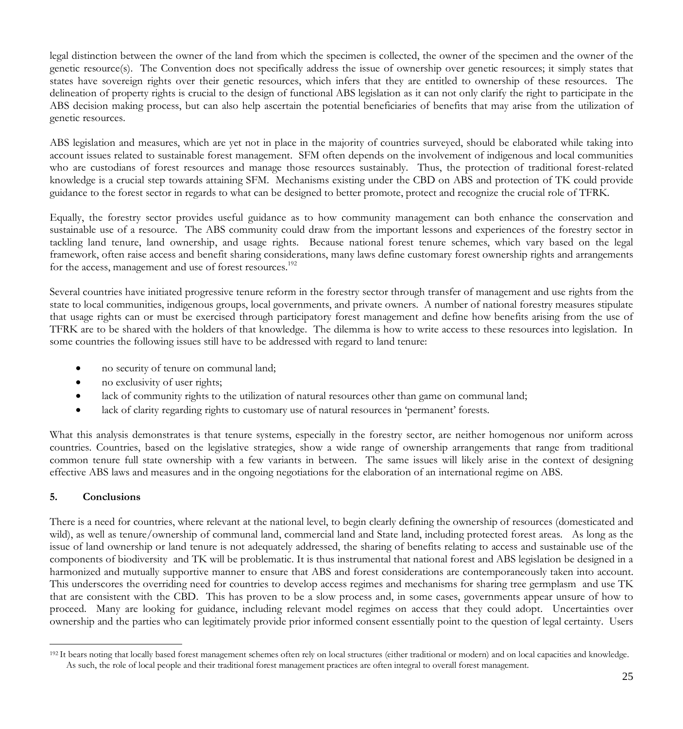legal distinction between the owner of the land from which the specimen is collected, the owner of the specimen and the owner of the genetic resource(s). The Convention does not specifically address the issue of ownership over genetic resources; it simply states that states have sovereign rights over their genetic resources, which infers that they are entitled to ownership of these resources. The delineation of property rights is crucial to the design of functional ABS legislation as it can not only clarify the right to participate in the ABS decision making process, but can also help ascertain the potential beneficiaries of benefits that may arise from the utilization of genetic resources.

ABS legislation and measures, which are yet not in place in the majority of countries surveyed, should be elaborated while taking into account issues related to sustainable forest management. SFM often depends on the involvement of indigenous and local communities who are custodians of forest resources and manage those resources sustainably. Thus, the protection of traditional forest-related knowledge is a crucial step towards attaining SFM. Mechanisms existing under the CBD on ABS and protection of TK could provide guidance to the forest sector in regards to what can be designed to better promote, protect and recognize the crucial role of TFRK.

Equally, the forestry sector provides useful guidance as to how community management can both enhance the conservation and sustainable use of a resource. The ABS community could draw from the important lessons and experiences of the forestry sector in tackling land tenure, land ownership, and usage rights. Because national forest tenure schemes, which vary based on the legal framework, often raise access and benefit sharing considerations, many laws define customary forest ownership rights and arrangements for the access, management and use of forest resources.[192]

Several countries have initiated progressive tenure reform in the forestry sector through transfer of management and use rights from the state to local communities, indigenous groups, local governments, and private owners. A number of national forestry measures stipulate that usage rights can or must be exercised through participatory forest management and define how benefits arising from the use of TFRK are to be shared with the holders of that knowledge. The dilemma is how to write access to these resources into legislation. In some countries the following issues still have to be addressed with regard to land tenure:

- no security of tenure on communal land;
- no exclusivity of user rights;
- lack of community rights to the utilization of natural resources other than game on communal land;
- lack of clarity regarding rights to customary use of natural resources in 'permanent' forests.

What this analysis demonstrates is that tenure systems, especially in the forestry sector, are neither homogenous nor uniform across countries. Countries, based on the legislative strategies, show a wide range of ownership arrangements that range from traditional common tenure full state ownership with a few variants in between. The same issues will likely arise in the context of designing effective ABS laws and measures and in the ongoing negotiations for the elaboration of an international regime on ABS.

## 5. Conclusions

There is a need for countries, where relevant at the national level, to begin clearly defining the ownership of resources (domesticated and wild), as well as tenure/ownership of communal land, commercial land and State land, including protected forest areas. As long as the issue of land ownership or land tenure is not adequately addressed, the sharing of benefits relating to access and sustainable use of the components of biodiversity and TK will be problematic. It is thus instrumental that national forest and ABS legislation be designed in a harmonized and mutually supportive manner to ensure that ABS and forest considerations are contemporaneously taken into account. This underscores the overriding need for countries to develop access regimes and mechanisms for sharing tree germplasm and use TK that are consistent with the CBD. This has proven to be a slow process and, in some cases, governments appear unsure of how to proceed. Many are looking for guidance, including relevant model regimes on access that they could adopt. Uncertainties over ownership and the parties who can legitimately provide prior informed consent essentially point to the question of legal certainty. Users

[192] It bears noting that locally based forest management schemes often rely on local structures (either traditional or modern) and on local capacities and knowledge. As such, the role of local people and their traditional forest management practices are often integral to overall forest management.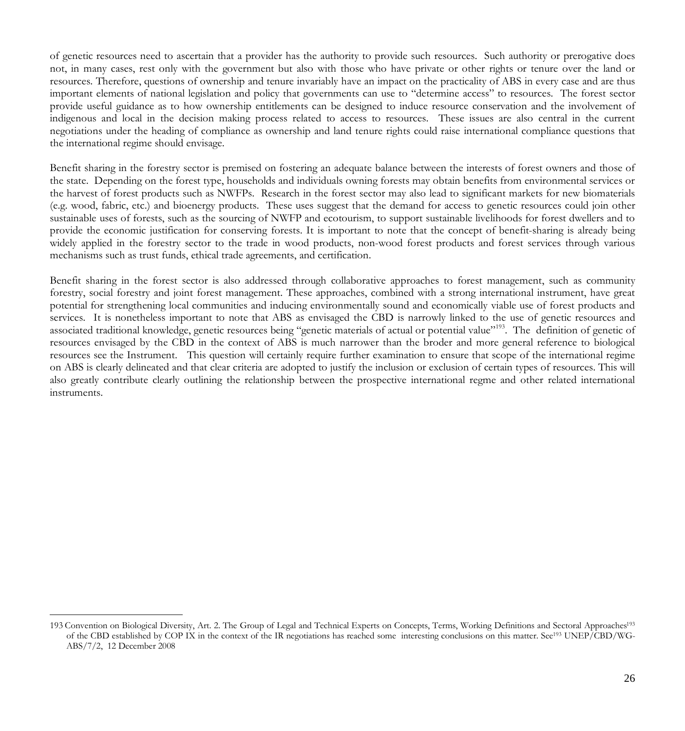of genetic resources need to ascertain that a provider has the authority to provide such resources. Such authority or prerogative does not, in many cases, rest only with the government but also with those who have private or other rights or tenure over the land or resources. Therefore, questions of ownership and tenure invariably have an impact on the practicality of ABS in every case and are thus important elements of national legislation and policy that governments can use to "determine access" to resources. The forest sector provide useful guidance as to how ownership entitlements can be designed to induce resource conservation and the involvement of indigenous and local in the decision making process related to access to resources. These issues are also central in the current negotiations under the heading of compliance as ownership and land tenure rights could raise international compliance questions that the international regime should envisage.

Benefit sharing in the forestry sector is premised on fostering an adequate balance between the interests of forest owners and those of the state. Depending on the forest type, households and individuals owning forests may obtain benefits from environmental services or the harvest of forest products such as NWFPs. Research in the forest sector may also lead to significant markets for new biomaterials (e.g. wood, fabric, etc.) and bioenergy products. These uses suggest that the demand for access to genetic resources could join other sustainable uses of forests, such as the sourcing of NWFP and ecotourism, to support sustainable livelihoods for forest dwellers and to provide the economic justification for conserving forests. It is important to note that the concept of benefit-sharing is already being widely applied in the forestry sector to the trade in wood products, non-wood forest products and forest services through various mechanisms such as trust funds, ethical trade agreements, and certification.

Benefit sharing in the forest sector is also addressed through collaborative approaches to forest management, such as community forestry, social forestry and joint forest management. These approaches, combined with a strong international instrument, have great potential for strengthening local communities and inducing environmentally sound and economically viable use of forest products and services. It is nonetheless important to note that ABS as envisaged the CBD is narrowly linked to the use of genetic resources and associated traditional knowledge, genetic resources being "genetic materials of actual or potential value"[193]. The definition of genetic of resources envisaged by the CBD in the context of ABS is much narrower than the broder and more general reference to biological resources see the Instrument. This question will certainly require further examination to ensure that scope of the international regime on ABS is clearly delineated and that clear criteria are adopted to justify the inclusion or exclusion of certain types of resources. This will also greatly contribute clearly outlining the relationship between the prospective international regme and other related international instruments.

---

193 Convention on Biological Diversity, Art. 2. The Group of Legal and Technical Experts on Concepts, Terms, Working Definitions and Sectoral Approaches[193] of the CBD established by COP IX in the context of the IR negotiations has reached some interesting conclusions on this matter. See[193] UNEP/CBD/WG-ABS/7/2, 12 December 2008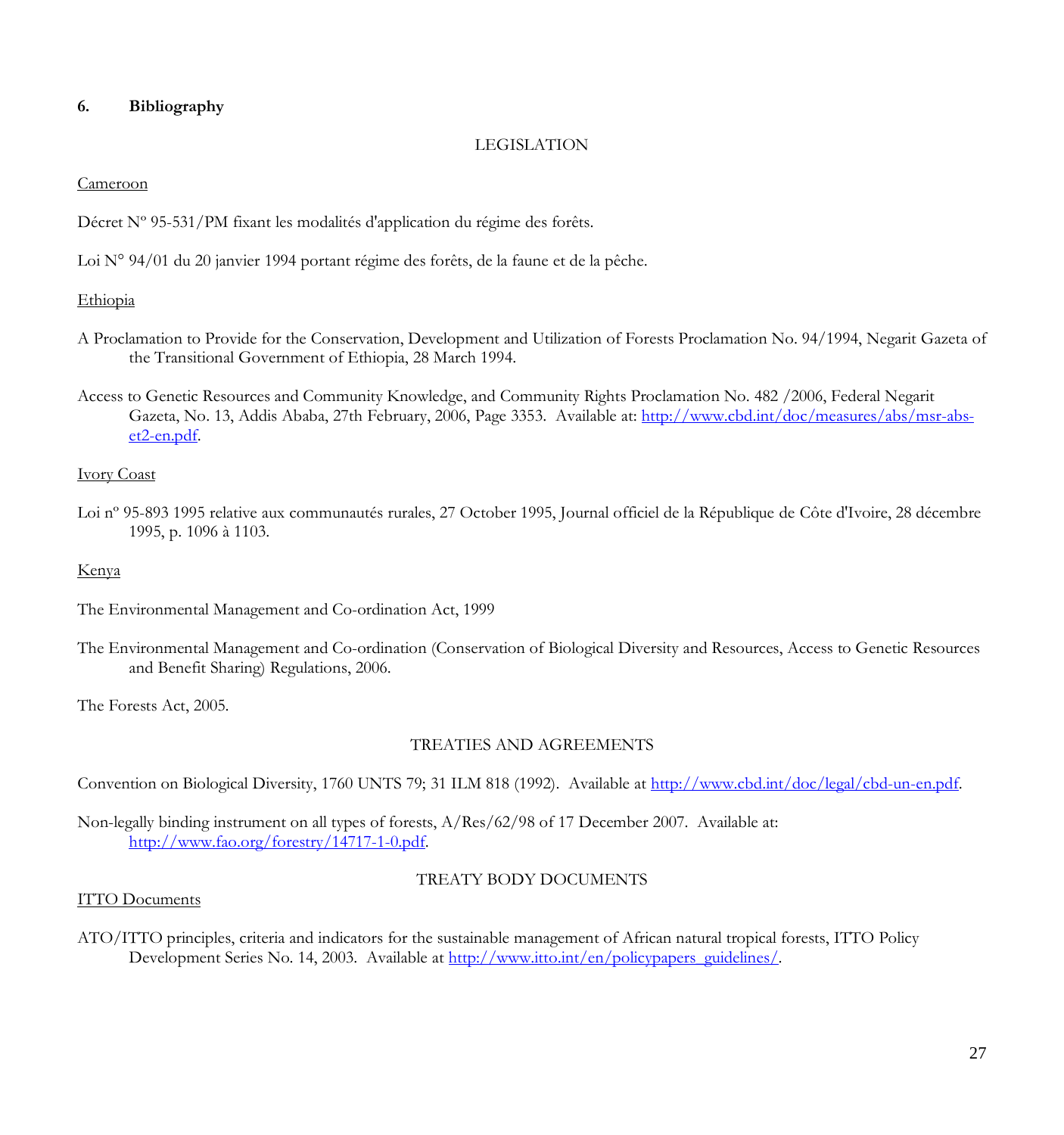## 6. Bibliography

LEGISLATION

Cameroon

Décret Nº 95-531/PM fixant les modalités d'application du régime des forêts.

Loi N° 94/01 du 20 janvier 1994 portant régime des forêts, de la faune et de la pêche.

Ethiopia

A Proclamation to Provide for the Conservation, Development and Utilization of Forests Proclamation No. 94/1994, Negarit Gazeta of the Transitional Government of Ethiopia, 28 March 1994.

Access to Genetic Resources and Community Knowledge, and Community Rights Proclamation No. 482 /2006, Federal Negarit Gazeta, No. 13, Addis Ababa, 27th February, 2006, Page 3353. Available at: http://www.cbd.int/doc/measures/abs/msr-abs-et2-en.pdf.

Ivory Coast

Loi nº 95-893 1995 relative aux communautés rurales, 27 October 1995, Journal officiel de la République de Côte d'Ivoire, 28 décembre 1995, p. 1096 à 1103.

Kenya

The Environmental Management and Co-ordination Act, 1999

The Environmental Management and Co-ordination (Conservation of Biological Diversity and Resources, Access to Genetic Resources and Benefit Sharing) Regulations, 2006.

The Forests Act, 2005.

TREATIES AND AGREEMENTS

Convention on Biological Diversity, 1760 UNTS 79; 31 ILM 818 (1992). Available at http://www.cbd.int/doc/legal/cbd-un-en.pdf.

Non-legally binding instrument on all types of forests, A/Res/62/98 of 17 December 2007. Available at: http://www.fao.org/forestry/14717-1-0.pdf.

TREATY BODY DOCUMENTS

ITTO Documents

ATO/ITTO principles, criteria and indicators for the sustainable management of African natural tropical forests, ITTO Policy Development Series No. 14, 2003. Available at http://www.itto.int/en/policypapers_guidelines/.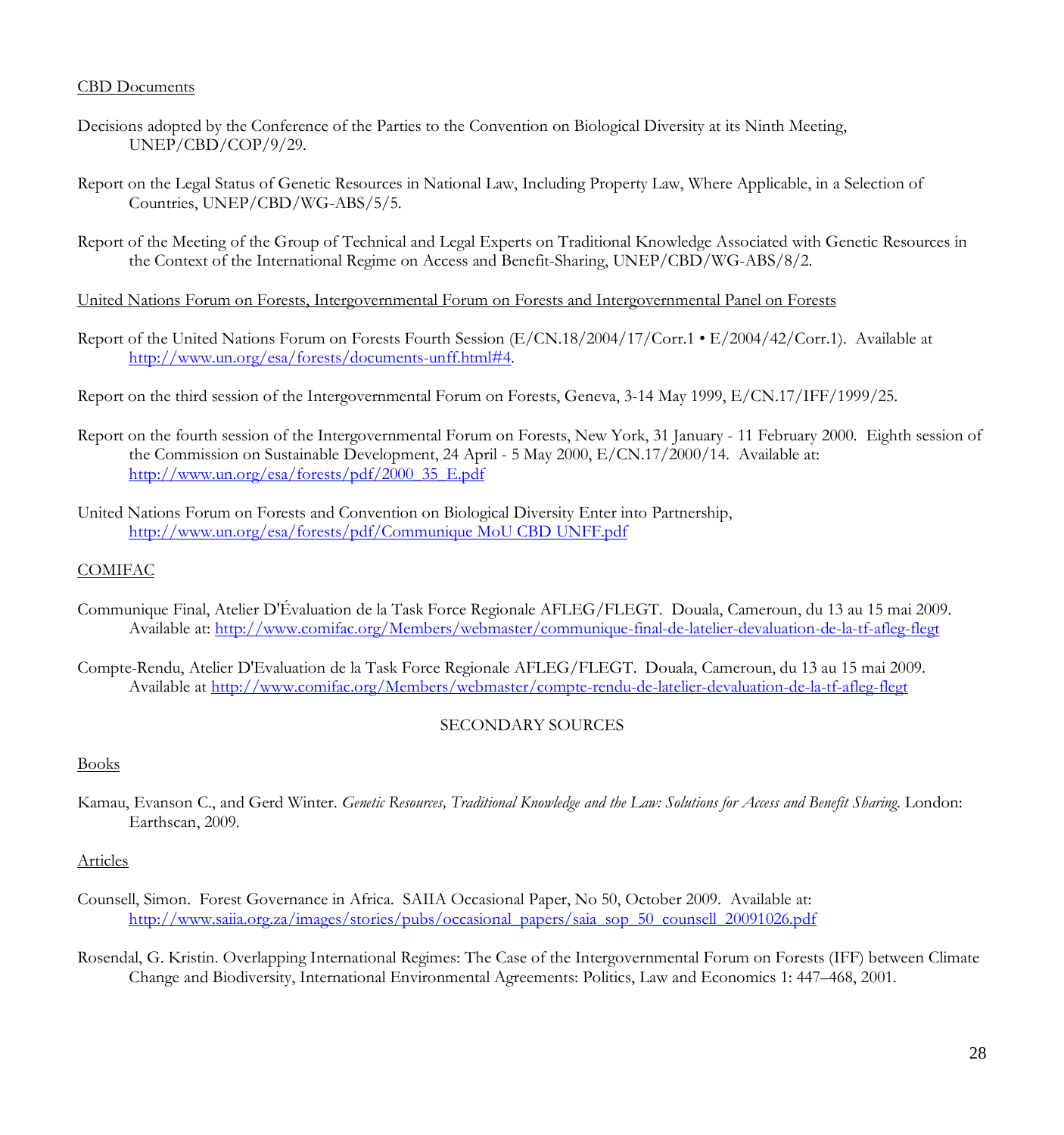CBD Documents

Decisions adopted by the Conference of the Parties to the Convention on Biological Diversity at its Ninth Meeting, UNEP/CBD/COP/9/29.

Report on the Legal Status of Genetic Resources in National Law, Including Property Law, Where Applicable, in a Selection of Countries, UNEP/CBD/WG-ABS/5/5.

Report of the Meeting of the Group of Technical and Legal Experts on Traditional Knowledge Associated with Genetic Resources in the Context of the International Regime on Access and Benefit-Sharing, UNEP/CBD/WG-ABS/8/2.

United Nations Forum on Forests, Intergovernmental Forum on Forests and Intergovernmental Panel on Forests

Report of the United Nations Forum on Forests Fourth Session (E/CN.18/2004/17/Corr.1 • E/2004/42/Corr.1). Available at http://www.un.org/esa/forests/documents-unff.html#4.

Report on the third session of the Intergovernmental Forum on Forests, Geneva, 3-14 May 1999, E/CN.17/IFF/1999/25.

Report on the fourth session of the Intergovernmental Forum on Forests, New York, 31 January - 11 February 2000. Eighth session of the Commission on Sustainable Development, 24 April - 5 May 2000, E/CN.17/2000/14. Available at: http://www.un.org/esa/forests/pdf/2000_35_E.pdf

United Nations Forum on Forests and Convention on Biological Diversity Enter into Partnership, http://www.un.org/esa/forests/pdf/Communique MoU CBD UNFF.pdf

COMIFAC

Communique Final, Atelier D'Évaluation de la Task Force Regionale AFLEG/FLEGT. Douala, Cameroun, du 13 au 15 mai 2009. Available at: http://www.comifac.org/Members/webmaster/communique-final-de-latelier-devaluation-de-la-tf-afleg-flegt

Compte-Rendu, Atelier D'Evaluation de la Task Force Regionale AFLEG/FLEGT. Douala, Cameroun, du 13 au 15 mai 2009. Available at http://www.comifac.org/Members/webmaster/compte-rendu-de-latelier-devaluation-de-la-tf-afleg-flegt

## SECONDARY SOURCES

Books

Kamau, Evanson C., and Gerd Winter. *Genetic Resources, Traditional Knowledge and the Law: Solutions for Access and Benefit Sharing*. London: Earthscan, 2009.

Articles

Counsell, Simon. Forest Governance in Africa. SAIIA Occasional Paper, No 50, October 2009. Available at: http://www.saiia.org.za/images/stories/pubs/occasional_papers/saia_sop_50_counsell_20091026.pdf

Rosendal, G. Kristin. Overlapping International Regimes: The Case of the Intergovernmental Forum on Forests (IFF) between Climate Change and Biodiversity, International Environmental Agreements: Politics, Law and Economics 1: 447–468, 2001.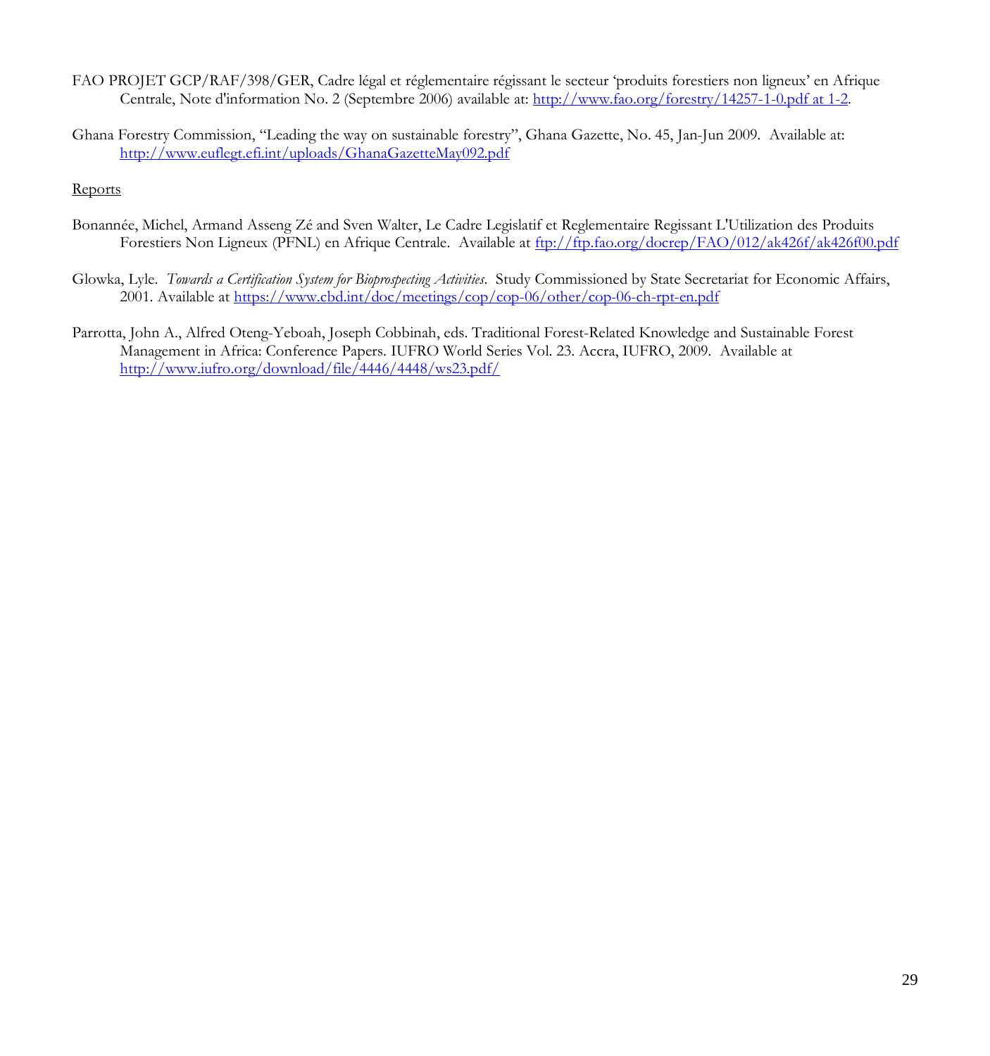FAO PROJET GCP/RAF/398/GER, Cadre légal et réglementaire régissant le secteur 'produits forestiers non ligneux' en Afrique Centrale, Note d'information No. 2 (Septembre 2006) available at: http://www.fao.org/forestry/14257-1-0.pdf at 1-2.

Ghana Forestry Commission, "Leading the way on sustainable forestry", Ghana Gazette, No. 45, Jan-Jun 2009. Available at: http://www.euflegt.efi.int/uploads/GhanaGazetteMay092.pdf

Reports

Bonannée, Michel, Armand Asseng Zé and Sven Walter, Le Cadre Legislatif et Reglementaire Regissant L'Utilization des Produits Forestiers Non Ligneux (PFNL) en Afrique Centrale. Available at ftp://ftp.fao.org/docrep/FAO/012/ak426f/ak426f00.pdf

Glowka, Lyle. *Towards a Certification System for Bioprospecting Activities*. Study Commissioned by State Secretariat for Economic Affairs, 2001. Available at https://www.cbd.int/doc/meetings/cop/cop-06/other/cop-06-ch-rpt-en.pdf

Parrotta, John A., Alfred Oteng-Yeboah, Joseph Cobbinah, eds. Traditional Forest-Related Knowledge and Sustainable Forest Management in Africa: Conference Papers. IUFRO World Series Vol. 23. Accra, IUFRO, 2009. Available at http://www.iufro.org/download/file/4446/4448/ws23.pdf/